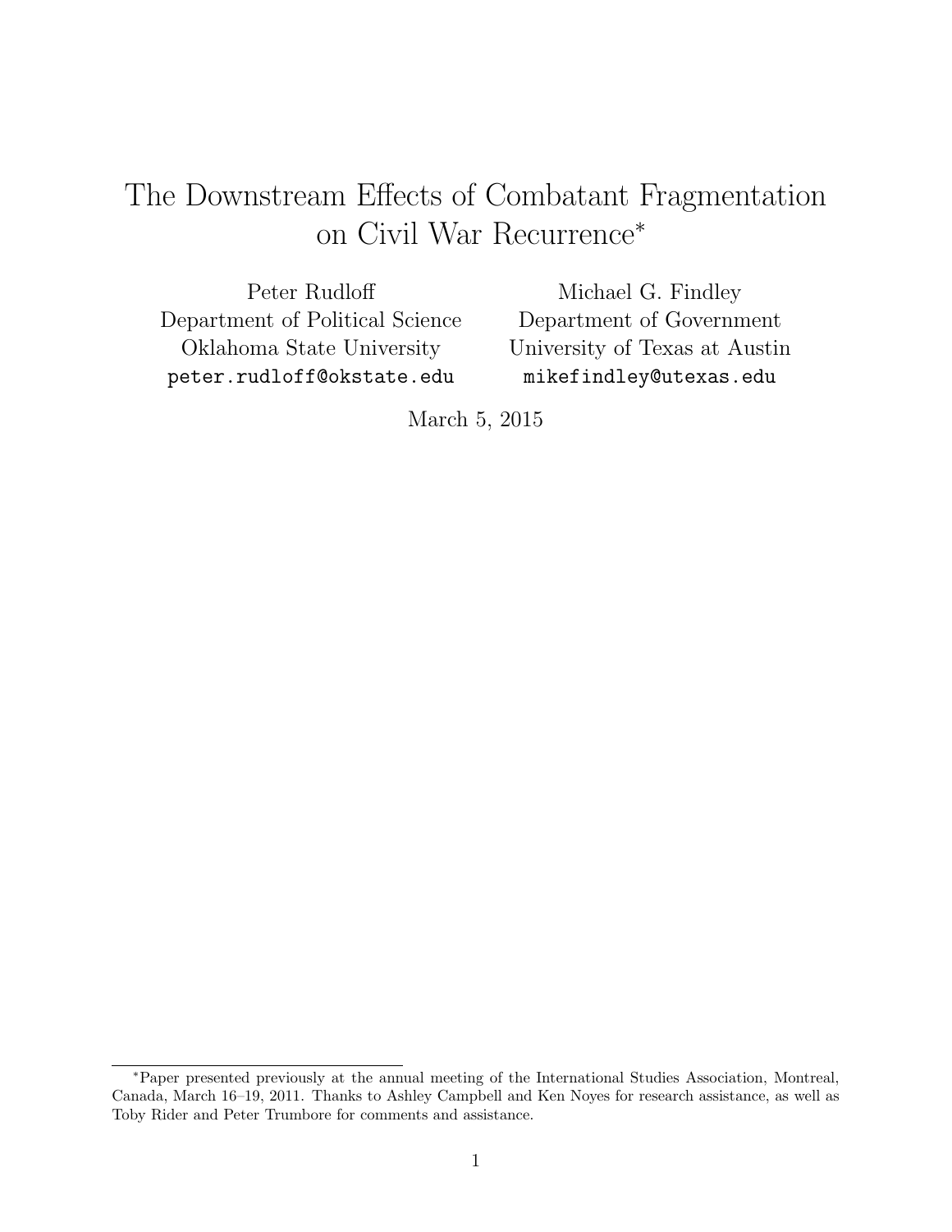# The Downstream Effects of Combatant Fragmentation on Civil War Recurrence*

Peter Rudloff
Department of Political Science
Oklahoma State University
peter.rudloff@okstate.edu

Michael G. Findley
Department of Government
University of Texas at Austin
mikefindley@utexas.edu

March 5, 2015

*Paper presented previously at the annual meeting of the International Studies Association, Montreal, Canada, March 16–19, 2011. Thanks to Ashley Campbell and Ken Noyes for research assistance, as well as Toby Rider and Peter Trumbore for comments and assistance.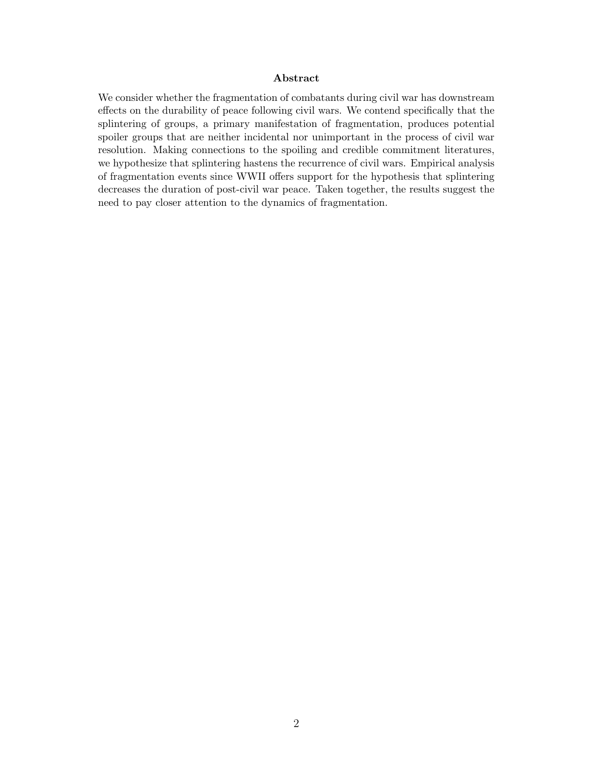## Abstract

We consider whether the fragmentation of combatants during civil war has downstream effects on the durability of peace following civil wars. We contend specifically that the splintering of groups, a primary manifestation of fragmentation, produces potential spoiler groups that are neither incidental nor unimportant in the process of civil war resolution. Making connections to the spoiling and credible commitment literatures, we hypothesize that splintering hastens the recurrence of civil wars. Empirical analysis of fragmentation events since WWII offers support for the hypothesis that splintering decreases the duration of post-civil war peace. Taken together, the results suggest the need to pay closer attention to the dynamics of fragmentation.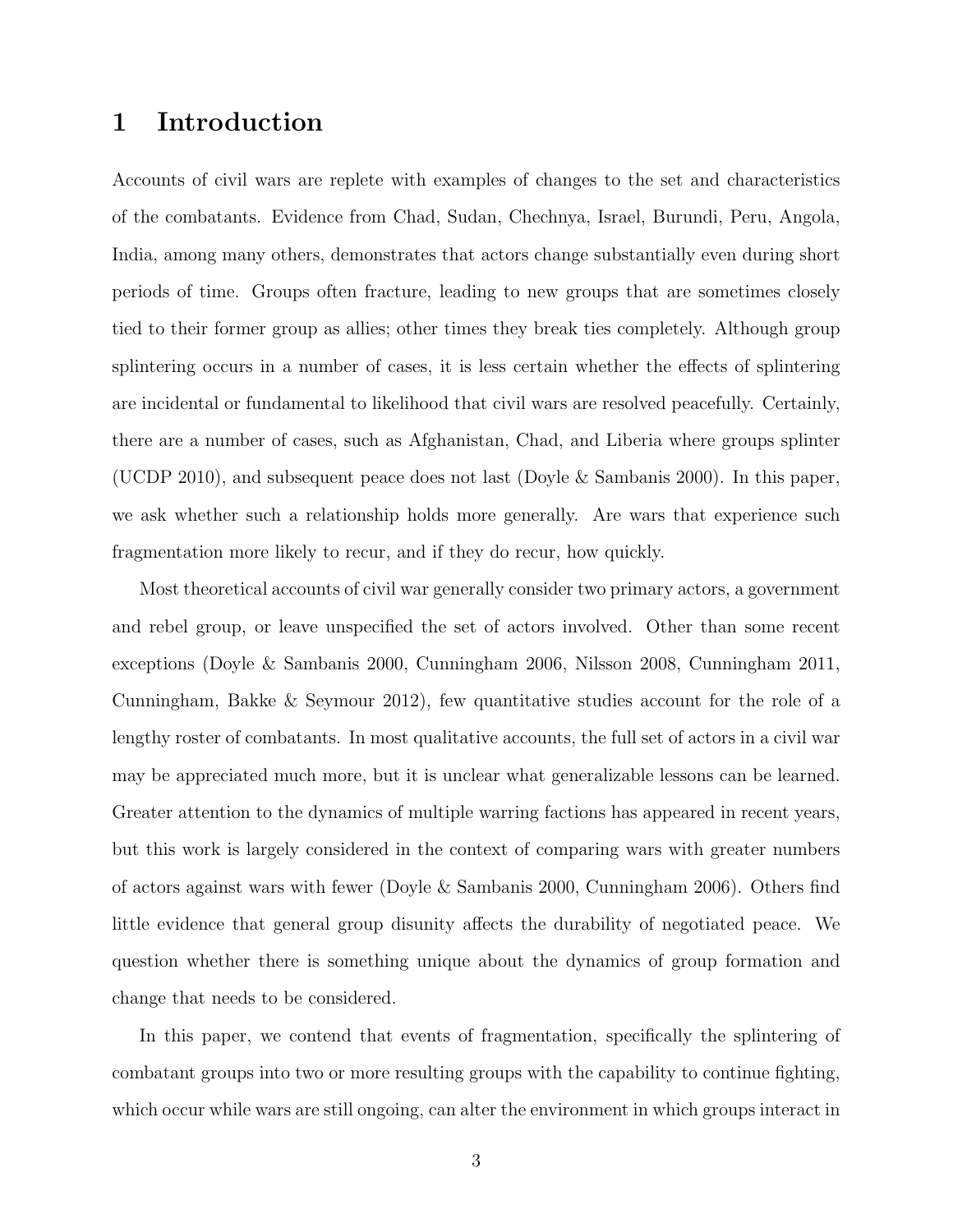# 1 Introduction

Accounts of civil wars are replete with examples of changes to the set and characteristics of the combatants. Evidence from Chad, Sudan, Chechnya, Israel, Burundi, Peru, Angola, India, among many others, demonstrates that actors change substantially even during short periods of time. Groups often fracture, leading to new groups that are sometimes closely tied to their former group as allies; other times they break ties completely. Although group splintering occurs in a number of cases, it is less certain whether the effects of splintering are incidental or fundamental to likelihood that civil wars are resolved peacefully. Certainly, there are a number of cases, such as Afghanistan, Chad, and Liberia where groups splinter (UCDP 2010), and subsequent peace does not last (Doyle & Sambanis 2000). In this paper, we ask whether such a relationship holds more generally. Are wars that experience such fragmentation more likely to recur, and if they do recur, how quickly.

Most theoretical accounts of civil war generally consider two primary actors, a government and rebel group, or leave unspecified the set of actors involved. Other than some recent exceptions (Doyle & Sambanis 2000, Cunningham 2006, Nilsson 2008, Cunningham 2011, Cunningham, Bakke & Seymour 2012), few quantitative studies account for the role of a lengthy roster of combatants. In most qualitative accounts, the full set of actors in a civil war may be appreciated much more, but it is unclear what generalizable lessons can be learned. Greater attention to the dynamics of multiple warring factions has appeared in recent years, but this work is largely considered in the context of comparing wars with greater numbers of actors against wars with fewer (Doyle & Sambanis 2000, Cunningham 2006). Others find little evidence that general group disunity affects the durability of negotiated peace. We question whether there is something unique about the dynamics of group formation and change that needs to be considered.

In this paper, we contend that events of fragmentation, specifically the splintering of combatant groups into two or more resulting groups with the capability to continue fighting, which occur while wars are still ongoing, can alter the environment in which groups interact in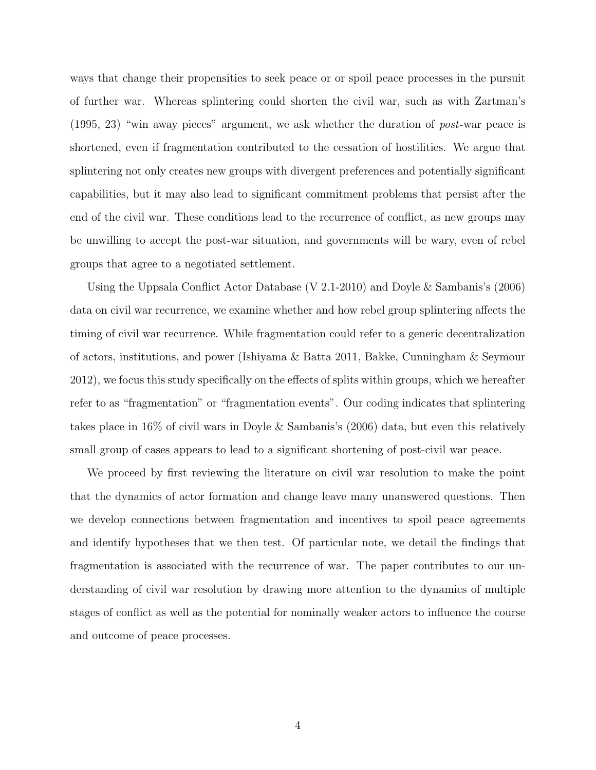ways that change their propensities to seek peace or or spoil peace processes in the pursuit of further war. Whereas splintering could shorten the civil war, such as with Zartman's (1995, 23) "win away pieces" argument, we ask whether the duration of *post*-war peace is shortened, even if fragmentation contributed to the cessation of hostilities. We argue that splintering not only creates new groups with divergent preferences and potentially significant capabilities, but it may also lead to significant commitment problems that persist after the end of the civil war. These conditions lead to the recurrence of conflict, as new groups may be unwilling to accept the post-war situation, and governments will be wary, even of rebel groups that agree to a negotiated settlement.

Using the Uppsala Conflict Actor Database (V 2.1-2010) and Doyle & Sambanis's (2006) data on civil war recurrence, we examine whether and how rebel group splintering affects the timing of civil war recurrence. While fragmentation could refer to a generic decentralization of actors, institutions, and power (Ishiyama & Batta 2011, Bakke, Cunningham & Seymour 2012), we focus this study specifically on the effects of splits within groups, which we hereafter refer to as "fragmentation" or "fragmentation events". Our coding indicates that splintering takes place in 16% of civil wars in Doyle & Sambanis's (2006) data, but even this relatively small group of cases appears to lead to a significant shortening of post-civil war peace.

We proceed by first reviewing the literature on civil war resolution to make the point that the dynamics of actor formation and change leave many unanswered questions. Then we develop connections between fragmentation and incentives to spoil peace agreements and identify hypotheses that we then test. Of particular note, we detail the findings that fragmentation is associated with the recurrence of war. The paper contributes to our understanding of civil war resolution by drawing more attention to the dynamics of multiple stages of conflict as well as the potential for nominally weaker actors to influence the course and outcome of peace processes.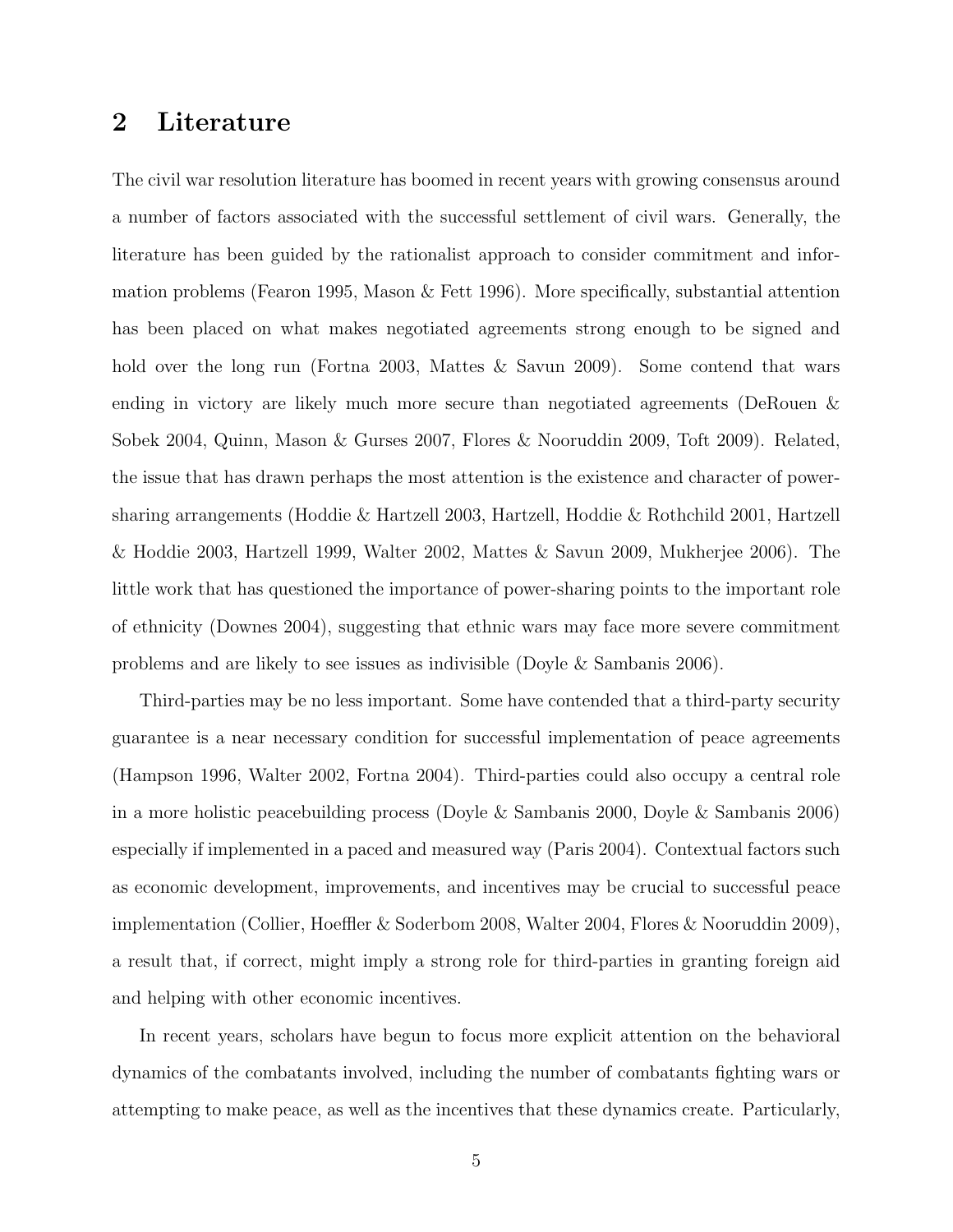## 2 Literature

The civil war resolution literature has boomed in recent years with growing consensus around a number of factors associated with the successful settlement of civil wars. Generally, the literature has been guided by the rationalist approach to consider commitment and information problems (Fearon 1995, Mason & Fett 1996). More specifically, substantial attention has been placed on what makes negotiated agreements strong enough to be signed and hold over the long run (Fortna 2003, Mattes & Savun 2009). Some contend that wars ending in victory are likely much more secure than negotiated agreements (DeRouen & Sobek 2004, Quinn, Mason & Gurses 2007, Flores & Nooruddin 2009, Toft 2009). Related, the issue that has drawn perhaps the most attention is the existence and character of power-sharing arrangements (Hoddie & Hartzell 2003, Hartzell, Hoddie & Rothchild 2001, Hartzell & Hoddie 2003, Hartzell 1999, Walter 2002, Mattes & Savun 2009, Mukherjee 2006). The little work that has questioned the importance of power-sharing points to the important role of ethnicity (Downes 2004), suggesting that ethnic wars may face more severe commitment problems and are likely to see issues as indivisible (Doyle & Sambanis 2006).

Third-parties may be no less important. Some have contended that a third-party security guarantee is a near necessary condition for successful implementation of peace agreements (Hampson 1996, Walter 2002, Fortna 2004). Third-parties could also occupy a central role in a more holistic peacebuilding process (Doyle & Sambanis 2000, Doyle & Sambanis 2006) especially if implemented in a paced and measured way (Paris 2004). Contextual factors such as economic development, improvements, and incentives may be crucial to successful peace implementation (Collier, Hoeffler & Soderbom 2008, Walter 2004, Flores & Nooruddin 2009), a result that, if correct, might imply a strong role for third-parties in granting foreign aid and helping with other economic incentives.

In recent years, scholars have begun to focus more explicit attention on the behavioral dynamics of the combatants involved, including the number of combatants fighting wars or attempting to make peace, as well as the incentives that these dynamics create. Particularly,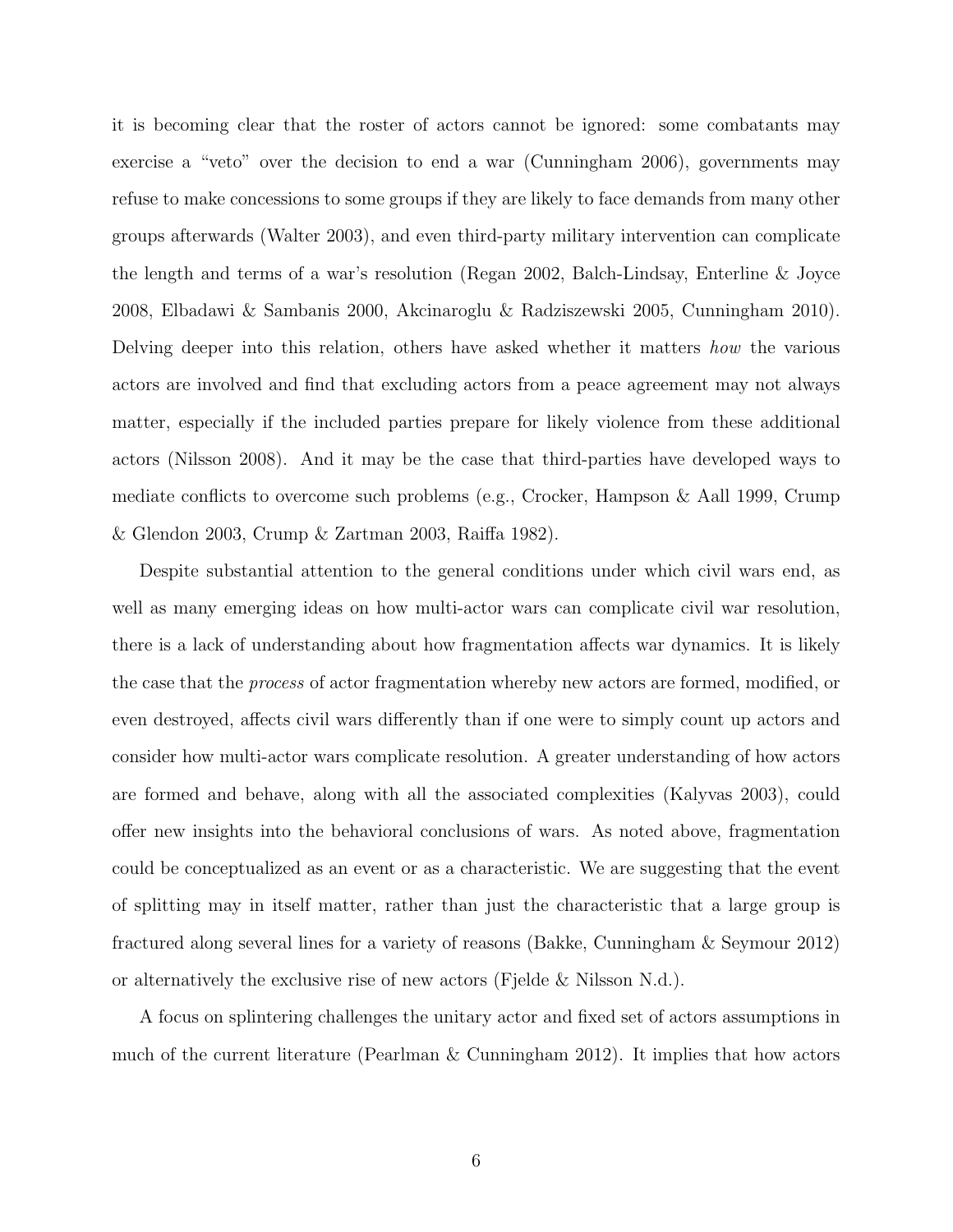it is becoming clear that the roster of actors cannot be ignored: some combatants may exercise a "veto" over the decision to end a war (Cunningham 2006), governments may refuse to make concessions to some groups if they are likely to face demands from many other groups afterwards (Walter 2003), and even third-party military intervention can complicate the length and terms of a war's resolution (Regan 2002, Balch-Lindsay, Enterline & Joyce 2008, Elbadawi & Sambanis 2000, Akcinaroglu & Radziszewski 2005, Cunningham 2010). Delving deeper into this relation, others have asked whether it matters *how* the various actors are involved and find that excluding actors from a peace agreement may not always matter, especially if the included parties prepare for likely violence from these additional actors (Nilsson 2008). And it may be the case that third-parties have developed ways to mediate conflicts to overcome such problems (e.g., Crocker, Hampson & Aall 1999, Crump & Glendon 2003, Crump & Zartman 2003, Raiffa 1982).

Despite substantial attention to the general conditions under which civil wars end, as well as many emerging ideas on how multi-actor wars can complicate civil war resolution, there is a lack of understanding about how fragmentation affects war dynamics. It is likely the case that the *process* of actor fragmentation whereby new actors are formed, modified, or even destroyed, affects civil wars differently than if one were to simply count up actors and consider how multi-actor wars complicate resolution. A greater understanding of how actors are formed and behave, along with all the associated complexities (Kalyvas 2003), could offer new insights into the behavioral conclusions of wars. As noted above, fragmentation could be conceptualized as an event or as a characteristic. We are suggesting that the event of splitting may in itself matter, rather than just the characteristic that a large group is fractured along several lines for a variety of reasons (Bakke, Cunningham & Seymour 2012) or alternatively the exclusive rise of new actors (Fjelde & Nilsson N.d.).

A focus on splintering challenges the unitary actor and fixed set of actors assumptions in much of the current literature (Pearlman & Cunningham 2012). It implies that how actors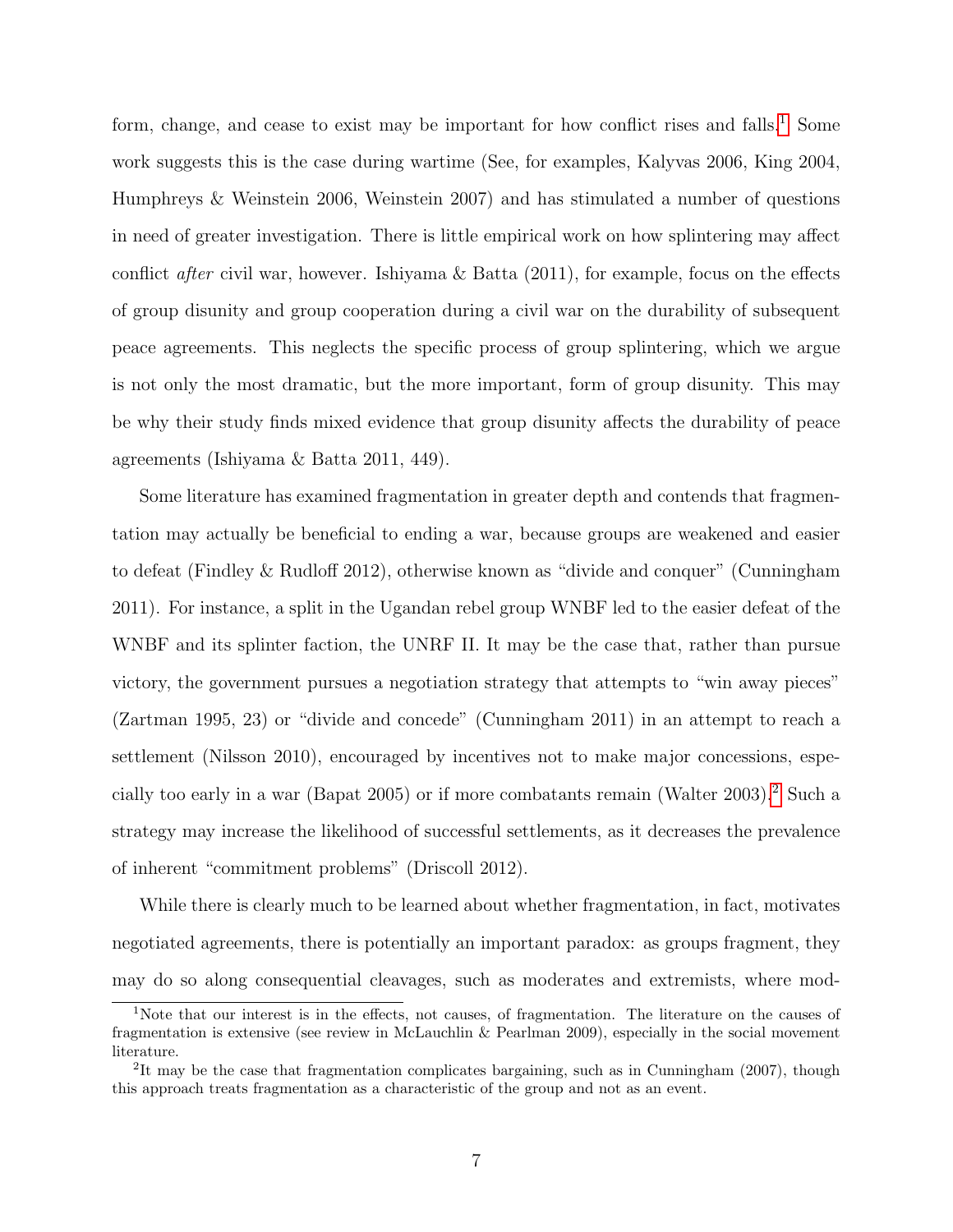form, change, and cease to exist may be important for how conflict rises and falls.[1] Some work suggests this is the case during wartime (See, for examples, Kalyvas 2006, King 2004, Humphreys & Weinstein 2006, Weinstein 2007) and has stimulated a number of questions in need of greater investigation. There is little empirical work on how splintering may affect conflict *after* civil war, however. Ishiyama & Batta (2011), for example, focus on the effects of group disunity and group cooperation during a civil war on the durability of subsequent peace agreements. This neglects the specific process of group splintering, which we argue is not only the most dramatic, but the more important, form of group disunity. This may be why their study finds mixed evidence that group disunity affects the durability of peace agreements (Ishiyama & Batta 2011, 449).

Some literature has examined fragmentation in greater depth and contends that fragmentation may actually be beneficial to ending a war, because groups are weakened and easier to defeat (Findley & Rudloff 2012), otherwise known as "divide and conquer" (Cunningham 2011). For instance, a split in the Ugandan rebel group WNBF led to the easier defeat of the WNBF and its splinter faction, the UNRF II. It may be the case that, rather than pursue victory, the government pursues a negotiation strategy that attempts to "win away pieces" (Zartman 1995, 23) or "divide and concede" (Cunningham 2011) in an attempt to reach a settlement (Nilsson 2010), encouraged by incentives not to make major concessions, especially too early in a war (Bapat 2005) or if more combatants remain (Walter 2003).[2] Such a strategy may increase the likelihood of successful settlements, as it decreases the prevalence of inherent "commitment problems" (Driscoll 2012).

While there is clearly much to be learned about whether fragmentation, in fact, motivates negotiated agreements, there is potentially an important paradox: as groups fragment, they may do so along consequential cleavages, such as moderates and extremists, where mod-

[1] Note that our interest is in the effects, not causes, of fragmentation. The literature on the causes of fragmentation is extensive (see review in McLauchlin & Pearlman 2009), especially in the social movement literature.

[2] It may be the case that fragmentation complicates bargaining, such as in Cunningham (2007), though this approach treats fragmentation as a characteristic of the group and not as an event.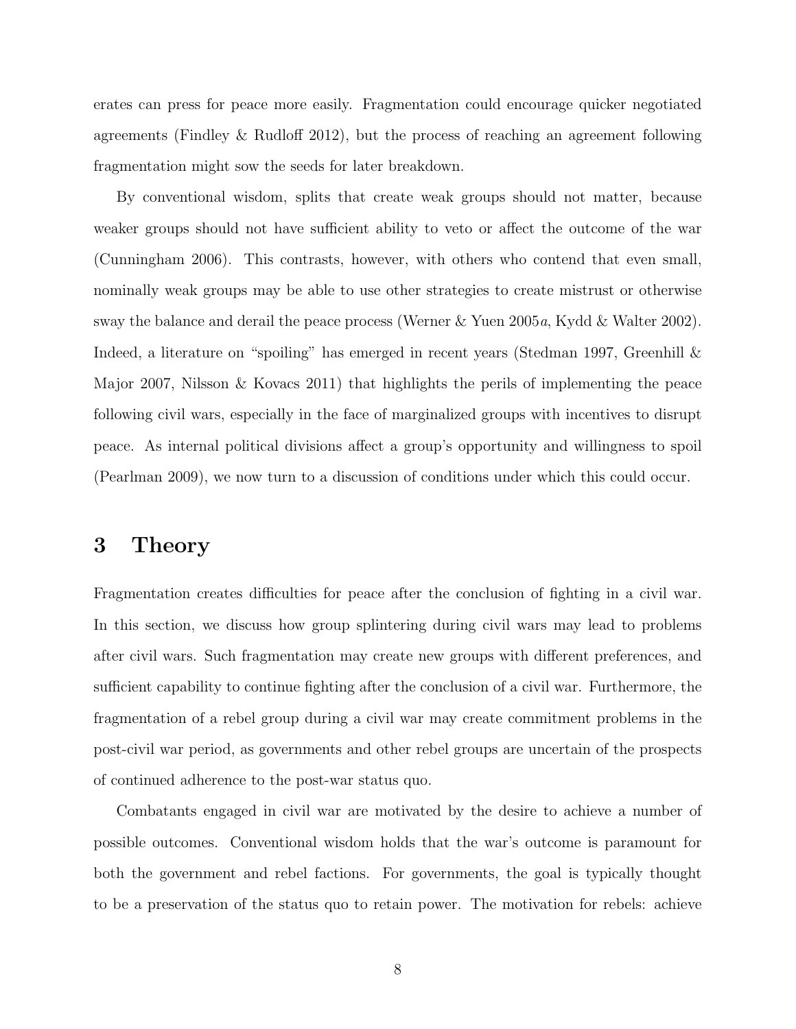erates can press for peace more easily. Fragmentation could encourage quicker negotiated agreements (Findley & Rudloff 2012), but the process of reaching an agreement following fragmentation might sow the seeds for later breakdown.

By conventional wisdom, splits that create weak groups should not matter, because weaker groups should not have sufficient ability to veto or affect the outcome of the war (Cunningham 2006). This contrasts, however, with others who contend that even small, nominally weak groups may be able to use other strategies to create mistrust or otherwise sway the balance and derail the peace process (Werner & Yuen 2005*a*, Kydd & Walter 2002). Indeed, a literature on "spoiling" has emerged in recent years (Stedman 1997, Greenhill & Major 2007, Nilsson & Kovacs 2011) that highlights the perils of implementing the peace following civil wars, especially in the face of marginalized groups with incentives to disrupt peace. As internal political divisions affect a group's opportunity and willingness to spoil (Pearlman 2009), we now turn to a discussion of conditions under which this could occur.

# 3 Theory

Fragmentation creates difficulties for peace after the conclusion of fighting in a civil war. In this section, we discuss how group splintering during civil wars may lead to problems after civil wars. Such fragmentation may create new groups with different preferences, and sufficient capability to continue fighting after the conclusion of a civil war. Furthermore, the fragmentation of a rebel group during a civil war may create commitment problems in the post-civil war period, as governments and other rebel groups are uncertain of the prospects of continued adherence to the post-war status quo.

Combatants engaged in civil war are motivated by the desire to achieve a number of possible outcomes. Conventional wisdom holds that the war's outcome is paramount for both the government and rebel factions. For governments, the goal is typically thought to be a preservation of the status quo to retain power. The motivation for rebels: achieve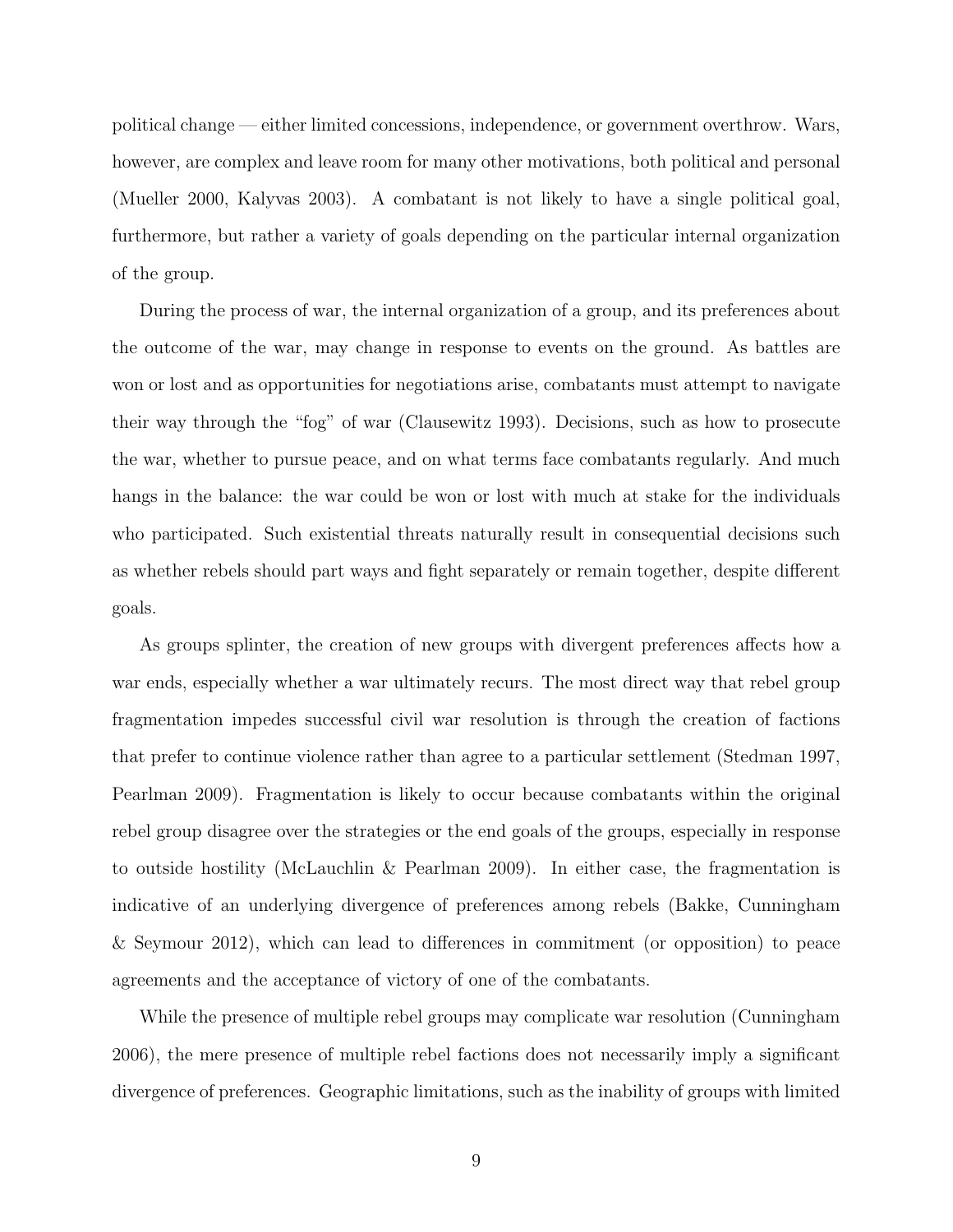political change — either limited concessions, independence, or government overthrow. Wars, however, are complex and leave room for many other motivations, both political and personal (Mueller 2000, Kalyvas 2003). A combatant is not likely to have a single political goal, furthermore, but rather a variety of goals depending on the particular internal organization of the group.

During the process of war, the internal organization of a group, and its preferences about the outcome of the war, may change in response to events on the ground. As battles are won or lost and as opportunities for negotiations arise, combatants must attempt to navigate their way through the "fog" of war (Clausewitz 1993). Decisions, such as how to prosecute the war, whether to pursue peace, and on what terms face combatants regularly. And much hangs in the balance: the war could be won or lost with much at stake for the individuals who participated. Such existential threats naturally result in consequential decisions such as whether rebels should part ways and fight separately or remain together, despite different goals.

As groups splinter, the creation of new groups with divergent preferences affects how a war ends, especially whether a war ultimately recurs. The most direct way that rebel group fragmentation impedes successful civil war resolution is through the creation of factions that prefer to continue violence rather than agree to a particular settlement (Stedman 1997, Pearlman 2009). Fragmentation is likely to occur because combatants within the original rebel group disagree over the strategies or the end goals of the groups, especially in response to outside hostility (McLauchlin & Pearlman 2009). In either case, the fragmentation is indicative of an underlying divergence of preferences among rebels (Bakke, Cunningham & Seymour 2012), which can lead to differences in commitment (or opposition) to peace agreements and the acceptance of victory of one of the combatants.

While the presence of multiple rebel groups may complicate war resolution (Cunningham 2006), the mere presence of multiple rebel factions does not necessarily imply a significant divergence of preferences. Geographic limitations, such as the inability of groups with limited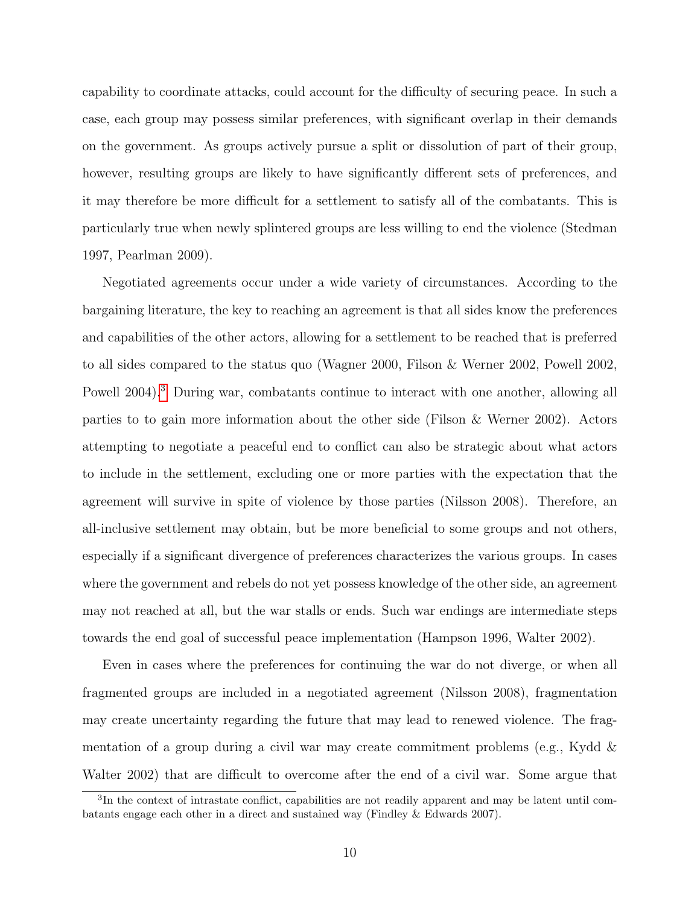capability to coordinate attacks, could account for the difficulty of securing peace. In such a case, each group may possess similar preferences, with significant overlap in their demands on the government. As groups actively pursue a split or dissolution of part of their group, however, resulting groups are likely to have significantly different sets of preferences, and it may therefore be more difficult for a settlement to satisfy all of the combatants. This is particularly true when newly splintered groups are less willing to end the violence (Stedman 1997, Pearlman 2009).

Negotiated agreements occur under a wide variety of circumstances. According to the bargaining literature, the key to reaching an agreement is that all sides know the preferences and capabilities of the other actors, allowing for a settlement to be reached that is preferred to all sides compared to the status quo (Wagner 2000, Filson & Werner 2002, Powell 2002, Powell 2004).[3] During war, combatants continue to interact with one another, allowing all parties to to gain more information about the other side (Filson & Werner 2002). Actors attempting to negotiate a peaceful end to conflict can also be strategic about what actors to include in the settlement, excluding one or more parties with the expectation that the agreement will survive in spite of violence by those parties (Nilsson 2008). Therefore, an all-inclusive settlement may obtain, but be more beneficial to some groups and not others, especially if a significant divergence of preferences characterizes the various groups. In cases where the government and rebels do not yet possess knowledge of the other side, an agreement may not reached at all, but the war stalls or ends. Such war endings are intermediate steps towards the end goal of successful peace implementation (Hampson 1996, Walter 2002).

Even in cases where the preferences for continuing the war do not diverge, or when all fragmented groups are included in a negotiated agreement (Nilsson 2008), fragmentation may create uncertainty regarding the future that may lead to renewed violence. The fragmentation of a group during a civil war may create commitment problems (e.g., Kydd & Walter 2002) that are difficult to overcome after the end of a civil war. Some argue that

[3] In the context of intrastate conflict, capabilities are not readily apparent and may be latent until combatants engage each other in a direct and sustained way (Findley & Edwards 2007).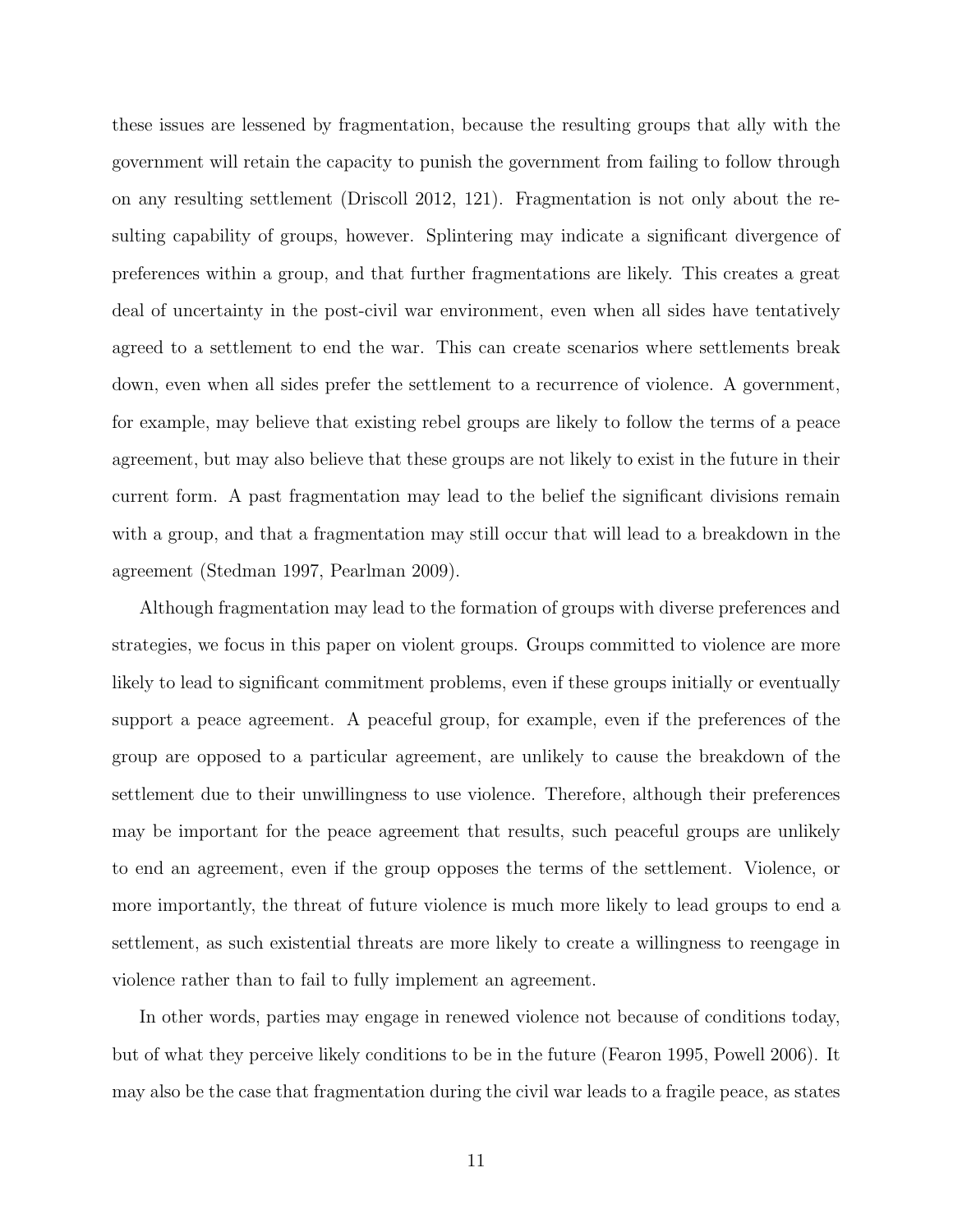these issues are lessened by fragmentation, because the resulting groups that ally with the government will retain the capacity to punish the government from failing to follow through on any resulting settlement (Driscoll 2012, 121). Fragmentation is not only about the resulting capability of groups, however. Splintering may indicate a significant divergence of preferences within a group, and that further fragmentations are likely. This creates a great deal of uncertainty in the post-civil war environment, even when all sides have tentatively agreed to a settlement to end the war. This can create scenarios where settlements break down, even when all sides prefer the settlement to a recurrence of violence. A government, for example, may believe that existing rebel groups are likely to follow the terms of a peace agreement, but may also believe that these groups are not likely to exist in the future in their current form. A past fragmentation may lead to the belief the significant divisions remain with a group, and that a fragmentation may still occur that will lead to a breakdown in the agreement (Stedman 1997, Pearlman 2009).

Although fragmentation may lead to the formation of groups with diverse preferences and strategies, we focus in this paper on violent groups. Groups committed to violence are more likely to lead to significant commitment problems, even if these groups initially or eventually support a peace agreement. A peaceful group, for example, even if the preferences of the group are opposed to a particular agreement, are unlikely to cause the breakdown of the settlement due to their unwillingness to use violence. Therefore, although their preferences may be important for the peace agreement that results, such peaceful groups are unlikely to end an agreement, even if the group opposes the terms of the settlement. Violence, or more importantly, the threat of future violence is much more likely to lead groups to end a settlement, as such existential threats are more likely to create a willingness to reengage in violence rather than to fail to fully implement an agreement.

In other words, parties may engage in renewed violence not because of conditions today, but of what they perceive likely conditions to be in the future (Fearon 1995, Powell 2006). It may also be the case that fragmentation during the civil war leads to a fragile peace, as states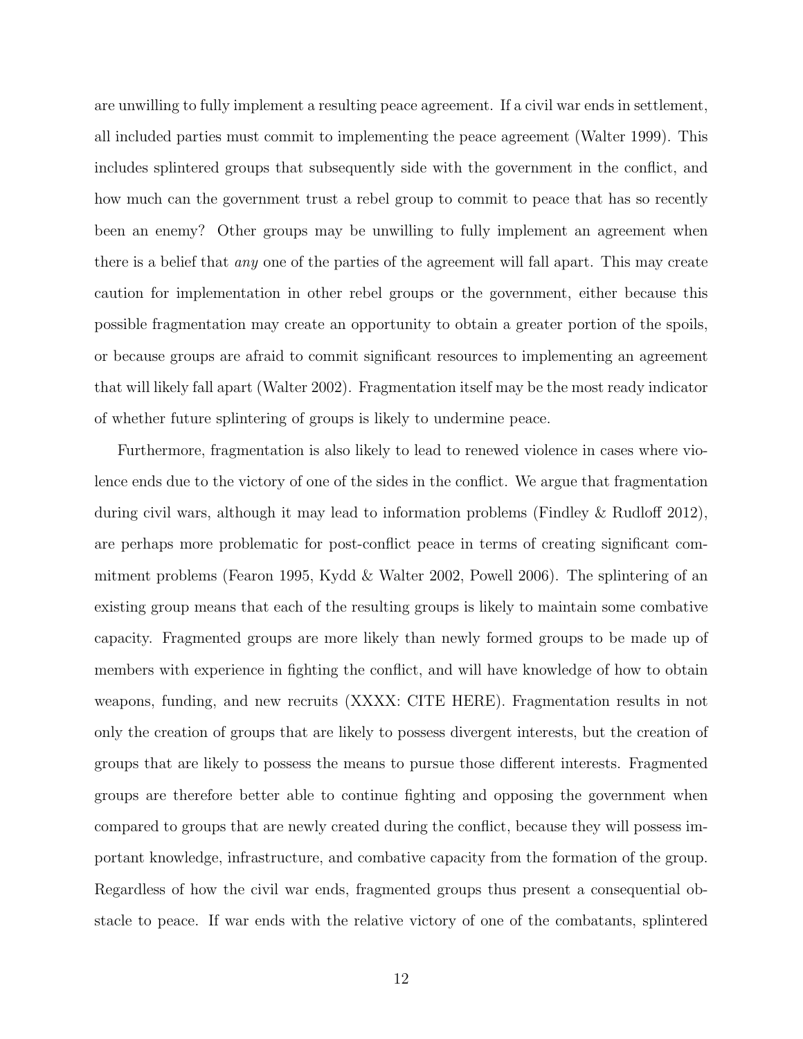are unwilling to fully implement a resulting peace agreement. If a civil war ends in settlement, all included parties must commit to implementing the peace agreement (Walter 1999). This includes splintered groups that subsequently side with the government in the conflict, and how much can the government trust a rebel group to commit to peace that has so recently been an enemy? Other groups may be unwilling to fully implement an agreement when there is a belief that *any* one of the parties of the agreement will fall apart. This may create caution for implementation in other rebel groups or the government, either because this possible fragmentation may create an opportunity to obtain a greater portion of the spoils, or because groups are afraid to commit significant resources to implementing an agreement that will likely fall apart (Walter 2002). Fragmentation itself may be the most ready indicator of whether future splintering of groups is likely to undermine peace.

Furthermore, fragmentation is also likely to lead to renewed violence in cases where violence ends due to the victory of one of the sides in the conflict. We argue that fragmentation during civil wars, although it may lead to information problems (Findley & Rudloff 2012), are perhaps more problematic for post-conflict peace in terms of creating significant commitment problems (Fearon 1995, Kydd & Walter 2002, Powell 2006). The splintering of an existing group means that each of the resulting groups is likely to maintain some combative capacity. Fragmented groups are more likely than newly formed groups to be made up of members with experience in fighting the conflict, and will have knowledge of how to obtain weapons, funding, and new recruits (XXXX: CITE HERE). Fragmentation results in not only the creation of groups that are likely to possess divergent interests, but the creation of groups that are likely to possess the means to pursue those different interests. Fragmented groups are therefore better able to continue fighting and opposing the government when compared to groups that are newly created during the conflict, because they will possess important knowledge, infrastructure, and combative capacity from the formation of the group. Regardless of how the civil war ends, fragmented groups thus present a consequential obstacle to peace. If war ends with the relative victory of one of the combatants, splintered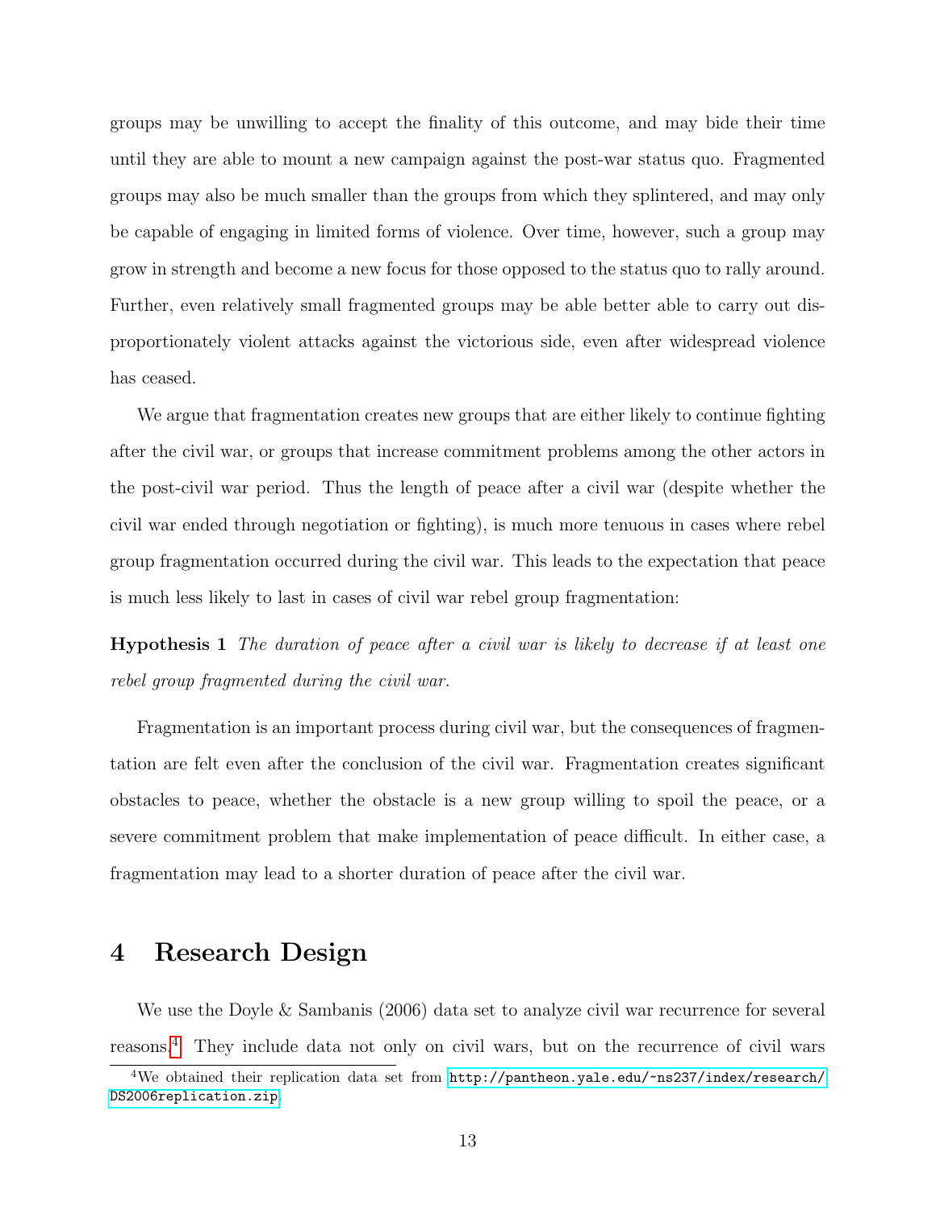groups may be unwilling to accept the finality of this outcome, and may bide their time until they are able to mount a new campaign against the post-war status quo. Fragmented groups may also be much smaller than the groups from which they splintered, and may only be capable of engaging in limited forms of violence. Over time, however, such a group may grow in strength and become a new focus for those opposed to the status quo to rally around. Further, even relatively small fragmented groups may be able better able to carry out disproportionately violent attacks against the victorious side, even after widespread violence has ceased.

We argue that fragmentation creates new groups that are either likely to continue fighting after the civil war, or groups that increase commitment problems among the other actors in the post-civil war period. Thus the length of peace after a civil war (despite whether the civil war ended through negotiation or fighting), is much more tenuous in cases where rebel group fragmentation occurred during the civil war. This leads to the expectation that peace is much less likely to last in cases of civil war rebel group fragmentation:

**Hypothesis 1** *The duration of peace after a civil war is likely to decrease if at least one rebel group fragmented during the civil war.*

Fragmentation is an important process during civil war, but the consequences of fragmentation are felt even after the conclusion of the civil war. Fragmentation creates significant obstacles to peace, whether the obstacle is a new group willing to spoil the peace, or a severe commitment problem that make implementation of peace difficult. In either case, a fragmentation may lead to a shorter duration of peace after the civil war.

## 4 Research Design

We use the Doyle & Sambanis (2006) data set to analyze civil war recurrence for several reasons.[4] They include data not only on civil wars, but on the recurrence of civil wars

[4] We obtained their replication data set from http://pantheon.yale.edu/~ns237/index/research/DS2006replication.zip.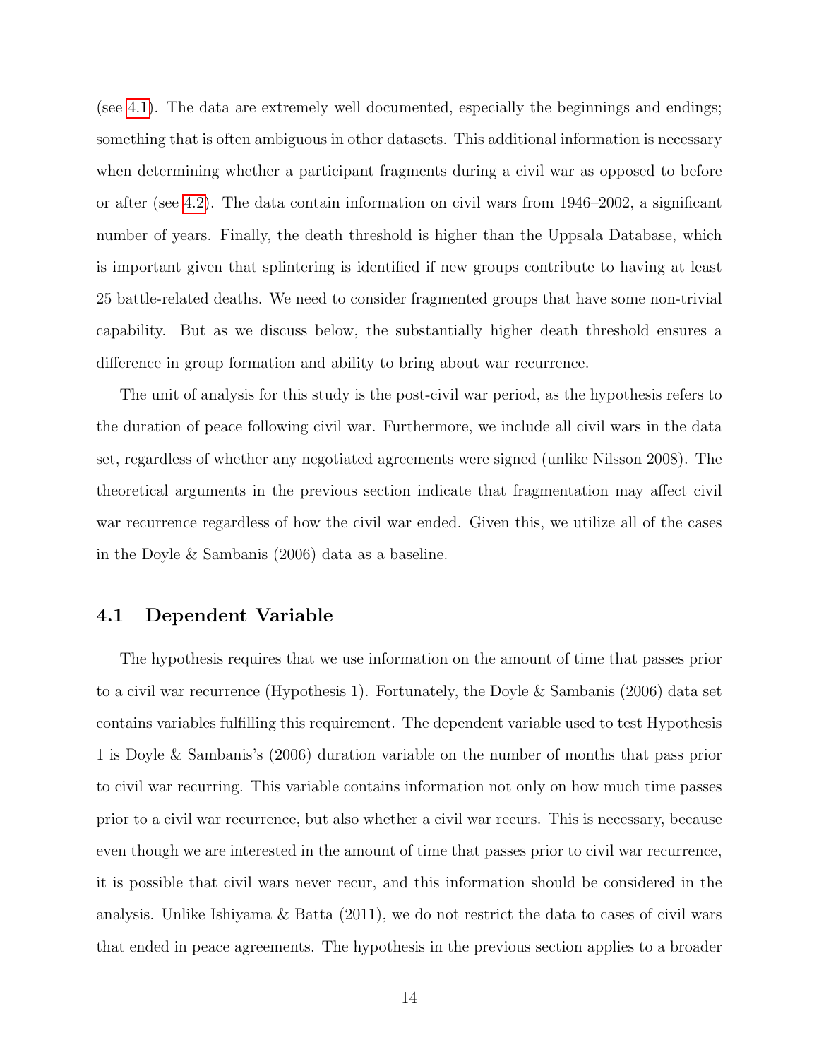(see 4.1). The data are extremely well documented, especially the beginnings and endings; something that is often ambiguous in other datasets. This additional information is necessary when determining whether a participant fragments during a civil war as opposed to before or after (see 4.2). The data contain information on civil wars from 1946–2002, a significant number of years. Finally, the death threshold is higher than the Uppsala Database, which is important given that splintering is identified if new groups contribute to having at least 25 battle-related deaths. We need to consider fragmented groups that have some non-trivial capability. But as we discuss below, the substantially higher death threshold ensures a difference in group formation and ability to bring about war recurrence.

The unit of analysis for this study is the post-civil war period, as the hypothesis refers to the duration of peace following civil war. Furthermore, we include all civil wars in the data set, regardless of whether any negotiated agreements were signed (unlike Nilsson 2008). The theoretical arguments in the previous section indicate that fragmentation may affect civil war recurrence regardless of how the civil war ended. Given this, we utilize all of the cases in the Doyle & Sambanis (2006) data as a baseline.

## 4.1 Dependent Variable

The hypothesis requires that we use information on the amount of time that passes prior to a civil war recurrence (Hypothesis 1). Fortunately, the Doyle & Sambanis (2006) data set contains variables fulfilling this requirement. The dependent variable used to test Hypothesis 1 is Doyle & Sambanis's (2006) duration variable on the number of months that pass prior to civil war recurring. This variable contains information not only on how much time passes prior to a civil war recurrence, but also whether a civil war recurs. This is necessary, because even though we are interested in the amount of time that passes prior to civil war recurrence, it is possible that civil wars never recur, and this information should be considered in the analysis. Unlike Ishiyama & Batta (2011), we do not restrict the data to cases of civil wars that ended in peace agreements. The hypothesis in the previous section applies to a broader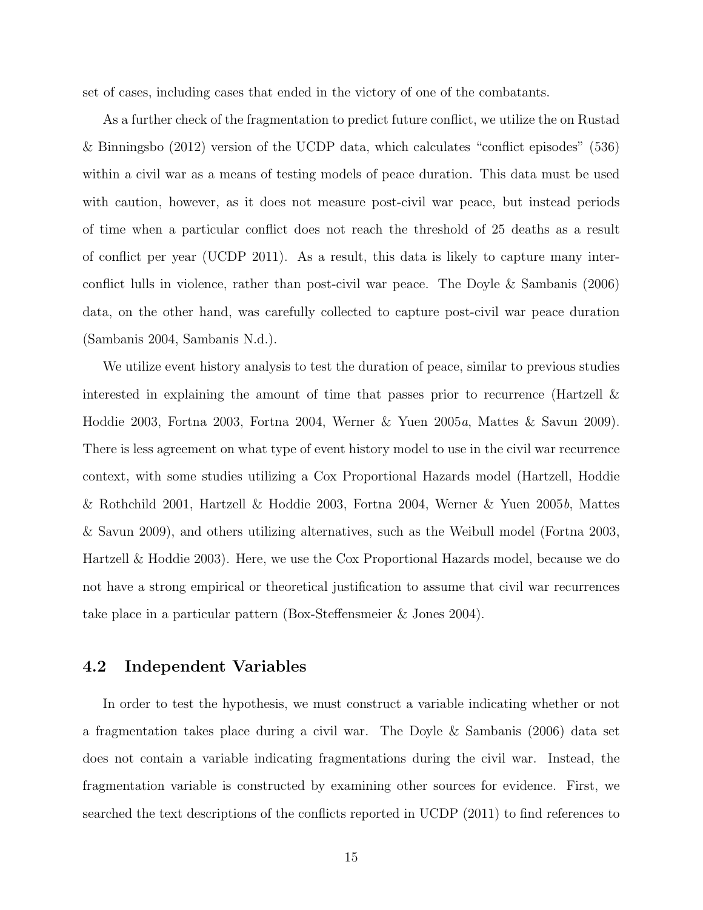set of cases, including cases that ended in the victory of one of the combatants.

As a further check of the fragmentation to predict future conflict, we utilize the on Rustad & Binningsbo (2012) version of the UCDP data, which calculates "conflict episodes" (536) within a civil war as a means of testing models of peace duration. This data must be used with caution, however, as it does not measure post-civil war peace, but instead periods of time when a particular conflict does not reach the threshold of 25 deaths as a result of conflict per year (UCDP 2011). As a result, this data is likely to capture many inter-conflict lulls in violence, rather than post-civil war peace. The Doyle & Sambanis (2006) data, on the other hand, was carefully collected to capture post-civil war peace duration (Sambanis 2004, Sambanis N.d.).

We utilize event history analysis to test the duration of peace, similar to previous studies interested in explaining the amount of time that passes prior to recurrence (Hartzell & Hoddie 2003, Fortna 2003, Fortna 2004, Werner & Yuen 2005*a*, Mattes & Savun 2009). There is less agreement on what type of event history model to use in the civil war recurrence context, with some studies utilizing a Cox Proportional Hazards model (Hartzell, Hoddie & Rothchild 2001, Hartzell & Hoddie 2003, Fortna 2004, Werner & Yuen 2005*b*, Mattes & Savun 2009), and others utilizing alternatives, such as the Weibull model (Fortna 2003, Hartzell & Hoddie 2003). Here, we use the Cox Proportional Hazards model, because we do not have a strong empirical or theoretical justification to assume that civil war recurrences take place in a particular pattern (Box-Steffensmeier & Jones 2004).

## 4.2 Independent Variables

In order to test the hypothesis, we must construct a variable indicating whether or not a fragmentation takes place during a civil war. The Doyle & Sambanis (2006) data set does not contain a variable indicating fragmentations during the civil war. Instead, the fragmentation variable is constructed by examining other sources for evidence. First, we searched the text descriptions of the conflicts reported in UCDP (2011) to find references to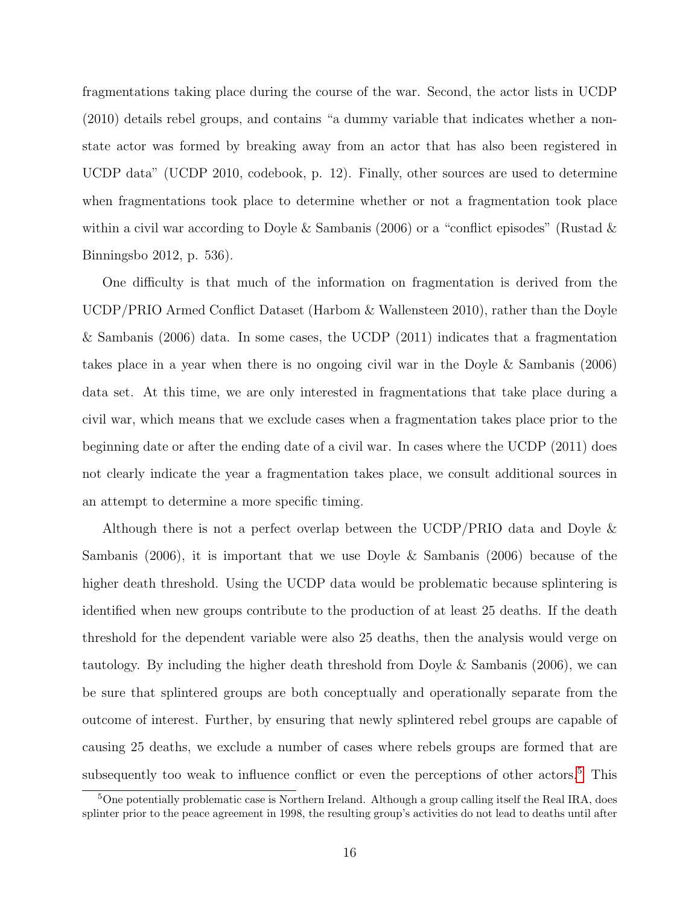fragmentations taking place during the course of the war. Second, the actor lists in UCDP (2010) details rebel groups, and contains "a dummy variable that indicates whether a non-state actor was formed by breaking away from an actor that has also been registered in UCDP data" (UCDP 2010, codebook, p. 12). Finally, other sources are used to determine when fragmentations took place to determine whether or not a fragmentation took place within a civil war according to Doyle & Sambanis (2006) or a "conflict episodes" (Rustad & Binningsbo 2012, p. 536).

One difficulty is that much of the information on fragmentation is derived from the UCDP/PRIO Armed Conflict Dataset (Harbom & Wallensteen 2010), rather than the Doyle & Sambanis (2006) data. In some cases, the UCDP (2011) indicates that a fragmentation takes place in a year when there is no ongoing civil war in the Doyle & Sambanis (2006) data set. At this time, we are only interested in fragmentations that take place during a civil war, which means that we exclude cases when a fragmentation takes place prior to the beginning date or after the ending date of a civil war. In cases where the UCDP (2011) does not clearly indicate the year a fragmentation takes place, we consult additional sources in an attempt to determine a more specific timing.

Although there is not a perfect overlap between the UCDP/PRIO data and Doyle & Sambanis (2006), it is important that we use Doyle & Sambanis (2006) because of the higher death threshold. Using the UCDP data would be problematic because splintering is identified when new groups contribute to the production of at least 25 deaths. If the death threshold for the dependent variable were also 25 deaths, then the analysis would verge on tautology. By including the higher death threshold from Doyle & Sambanis (2006), we can be sure that splintered groups are both conceptually and operationally separate from the outcome of interest. Further, by ensuring that newly splintered rebel groups are capable of causing 25 deaths, we exclude a number of cases where rebels groups are formed that are subsequently too weak to influence conflict or even the perceptions of other actors.[5] This

[5]One potentially problematic case is Northern Ireland. Although a group calling itself the Real IRA, does splinter prior to the peace agreement in 1998, the resulting group's activities do not lead to deaths until after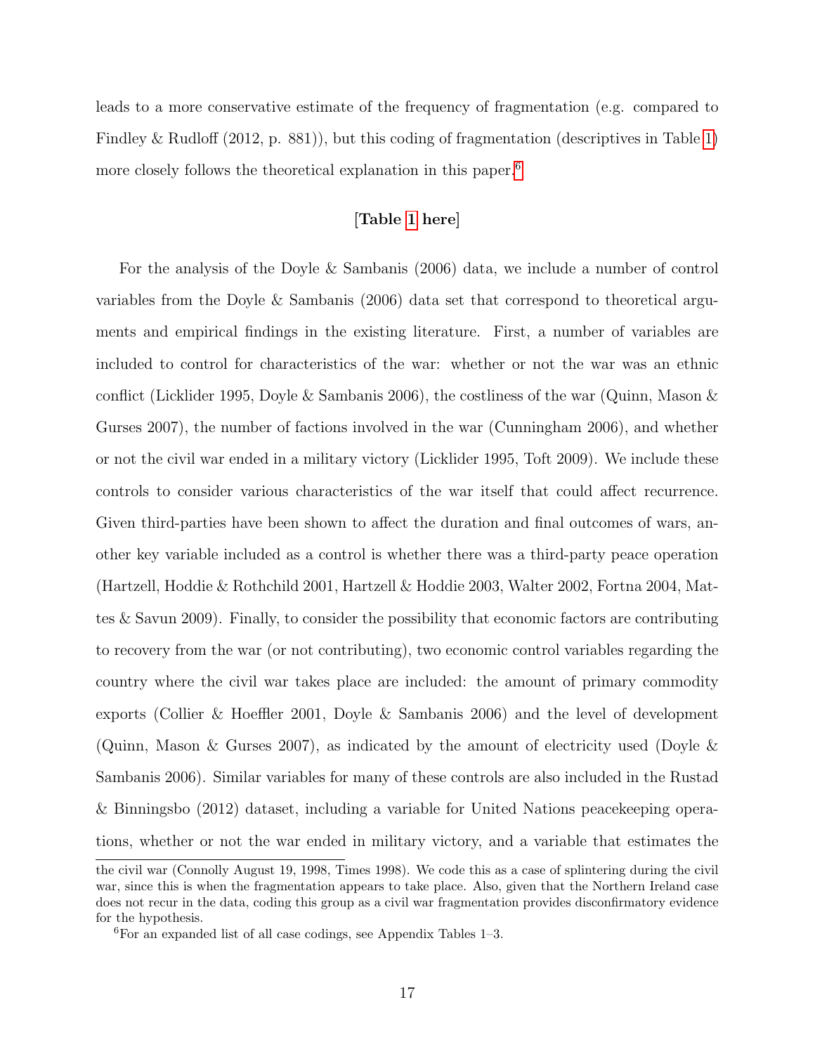leads to a more conservative estimate of the frequency of fragmentation (e.g. compared to Findley & Rudloff (2012, p. 881)), but this coding of fragmentation (descriptives in Table 1) more closely follows the theoretical explanation in this paper.[6]

**[Table 1 here]**

For the analysis of the Doyle & Sambanis (2006) data, we include a number of control variables from the Doyle & Sambanis (2006) data set that correspond to theoretical arguments and empirical findings in the existing literature. First, a number of variables are included to control for characteristics of the war: whether or not the war was an ethnic conflict (Licklider 1995, Doyle & Sambanis 2006), the costliness of the war (Quinn, Mason & Gurses 2007), the number of factions involved in the war (Cunningham 2006), and whether or not the civil war ended in a military victory (Licklider 1995, Toft 2009). We include these controls to consider various characteristics of the war itself that could affect recurrence. Given third-parties have been shown to affect the duration and final outcomes of wars, another key variable included as a control is whether there was a third-party peace operation (Hartzell, Hoddie & Rothchild 2001, Hartzell & Hoddie 2003, Walter 2002, Fortna 2004, Mattes & Savun 2009). Finally, to consider the possibility that economic factors are contributing to recovery from the war (or not contributing), two economic control variables regarding the country where the civil war takes place are included: the amount of primary commodity exports (Collier & Hoeffler 2001, Doyle & Sambanis 2006) and the level of development (Quinn, Mason & Gurses 2007), as indicated by the amount of electricity used (Doyle & Sambanis 2006). Similar variables for many of these controls are also included in the Rustad & Binningsbo (2012) dataset, including a variable for United Nations peacekeeping operations, whether or not the war ended in military victory, and a variable that estimates the

---

the civil war (Connolly August 19, 1998, Times 1998). We code this as a case of splintering during the civil war, since this is when the fragmentation appears to take place. Also, given that the Northern Ireland case does not recur in the data, coding this group as a civil war fragmentation provides disconfirmatory evidence for the hypothesis.

[6] For an expanded list of all case codings, see Appendix Tables 1–3.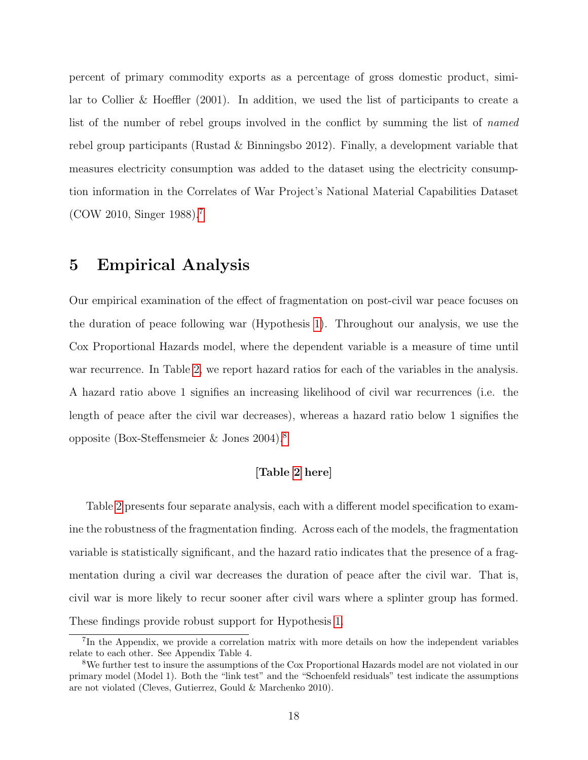percent of primary commodity exports as a percentage of gross domestic product, similar to Collier & Hoeffler (2001). In addition, we used the list of participants to create a list of the number of rebel groups involved in the conflict by summing the list of *named* rebel group participants (Rustad & Binningsbo 2012). Finally, a development variable that measures electricity consumption was added to the dataset using the electricity consumption information in the Correlates of War Project's National Material Capabilities Dataset (COW 2010, Singer 1988).[7]

## 5 Empirical Analysis

Our empirical examination of the effect of fragmentation on post-civil war peace focuses on the duration of peace following war (Hypothesis 1). Throughout our analysis, we use the Cox Proportional Hazards model, where the dependent variable is a measure of time until war recurrence. In Table 2, we report hazard ratios for each of the variables in the analysis. A hazard ratio above 1 signifies an increasing likelihood of civil war recurrences (i.e. the length of peace after the civil war decreases), whereas a hazard ratio below 1 signifies the opposite (Box-Steffensmeier & Jones 2004).[8]

**[Table 2 here]**

Table 2 presents four separate analysis, each with a different model specification to examine the robustness of the fragmentation finding. Across each of the models, the fragmentation variable is statistically significant, and the hazard ratio indicates that the presence of a fragmentation during a civil war decreases the duration of peace after the civil war. That is, civil war is more likely to recur sooner after civil wars where a splinter group has formed. These findings provide robust support for Hypothesis 1.

[7] In the Appendix, we provide a correlation matrix with more details on how the independent variables relate to each other. See Appendix Table 4.

[8] We further test to insure the assumptions of the Cox Proportional Hazards model are not violated in our primary model (Model 1). Both the "link test" and the "Schoenfeld residuals" test indicate the assumptions are not violated (Cleves, Gutierrez, Gould & Marchenko 2010).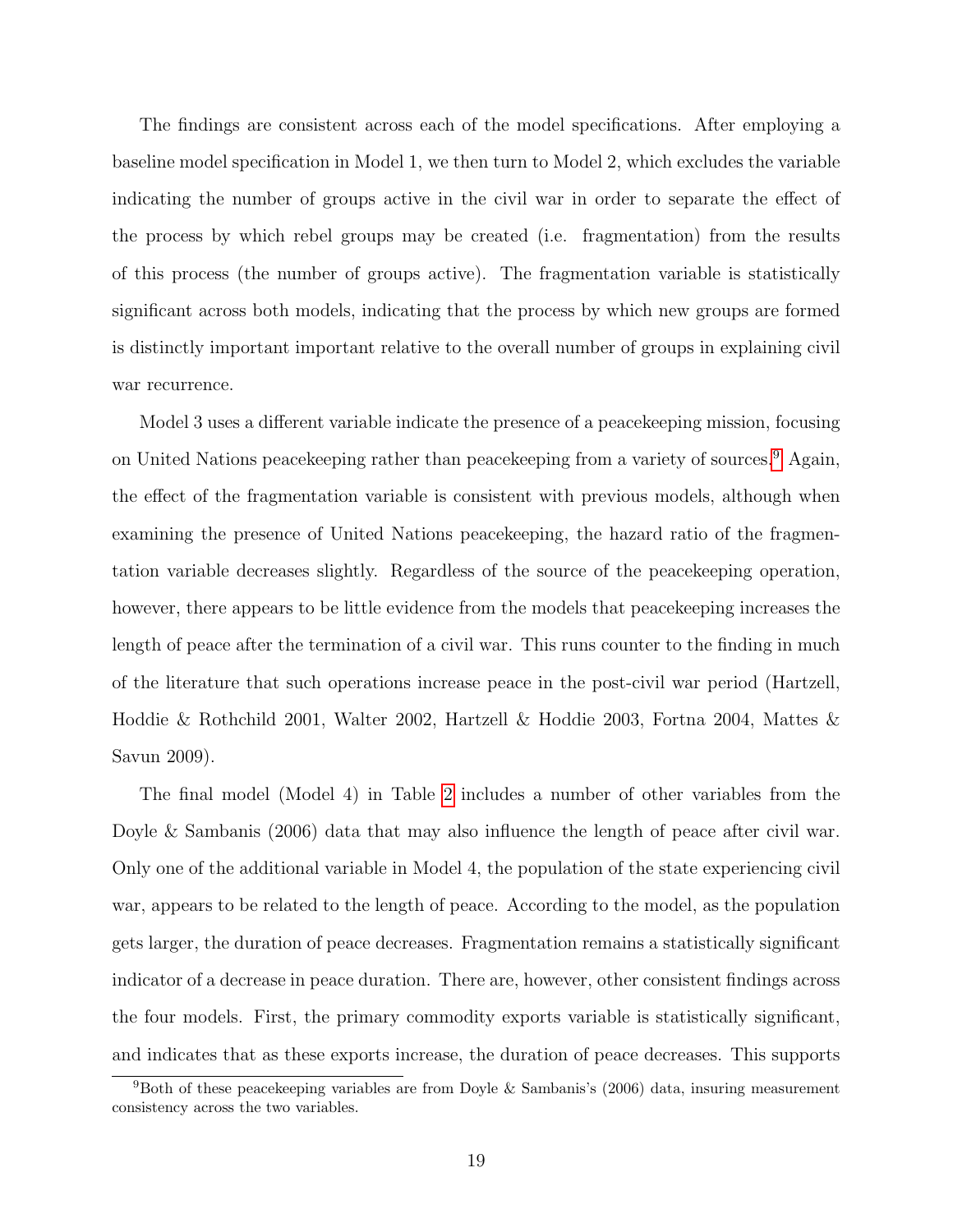The findings are consistent across each of the model specifications. After employing a baseline model specification in Model 1, we then turn to Model 2, which excludes the variable indicating the number of groups active in the civil war in order to separate the effect of the process by which rebel groups may be created (i.e. fragmentation) from the results of this process (the number of groups active). The fragmentation variable is statistically significant across both models, indicating that the process by which new groups are formed is distinctly important important relative to the overall number of groups in explaining civil war recurrence.

Model 3 uses a different variable indicate the presence of a peacekeeping mission, focusing on United Nations peacekeeping rather than peacekeeping from a variety of sources.[9] Again, the effect of the fragmentation variable is consistent with previous models, although when examining the presence of United Nations peacekeeping, the hazard ratio of the fragmentation variable decreases slightly. Regardless of the source of the peacekeeping operation, however, there appears to be little evidence from the models that peacekeeping increases the length of peace after the termination of a civil war. This runs counter to the finding in much of the literature that such operations increase peace in the post-civil war period (Hartzell, Hoddie & Rothchild 2001, Walter 2002, Hartzell & Hoddie 2003, Fortna 2004, Mattes & Savun 2009).

The final model (Model 4) in Table 2 includes a number of other variables from the Doyle & Sambanis (2006) data that may also influence the length of peace after civil war. Only one of the additional variable in Model 4, the population of the state experiencing civil war, appears to be related to the length of peace. According to the model, as the population gets larger, the duration of peace decreases. Fragmentation remains a statistically significant indicator of a decrease in peace duration. There are, however, other consistent findings across the four models. First, the primary commodity exports variable is statistically significant, and indicates that as these exports increase, the duration of peace decreases. This supports

[9] Both of these peacekeeping variables are from Doyle & Sambanis's (2006) data, insuring measurement consistency across the two variables.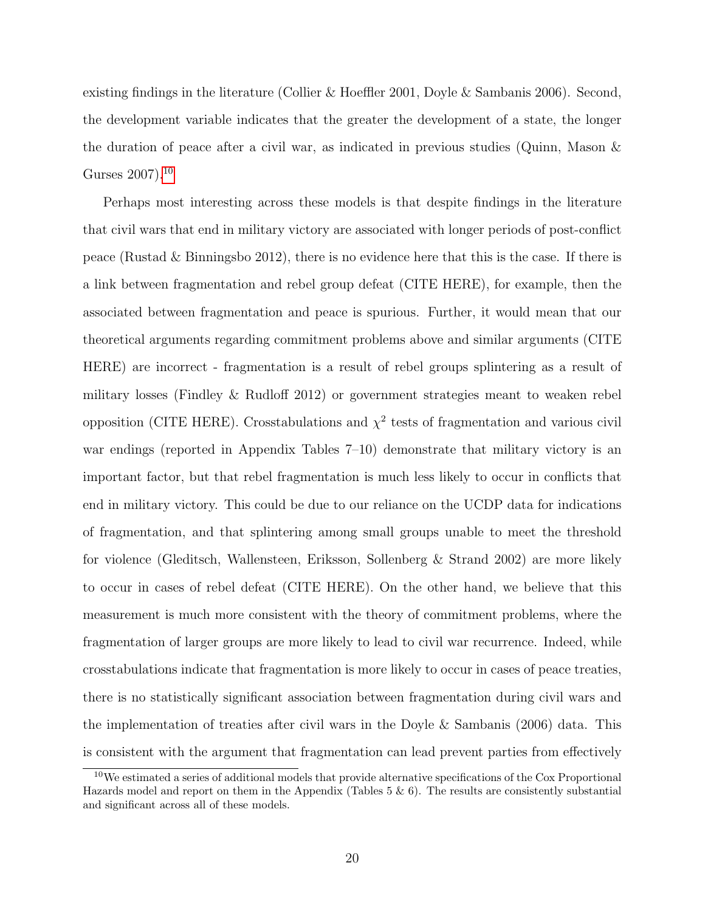existing findings in the literature (Collier & Hoeffler 2001, Doyle & Sambanis 2006). Second, the development variable indicates that the greater the development of a state, the longer the duration of peace after a civil war, as indicated in previous studies (Quinn, Mason & Gurses 2007).[10]

Perhaps most interesting across these models is that despite findings in the literature that civil wars that end in military victory are associated with longer periods of post-conflict peace (Rustad & Binningsbo 2012), there is no evidence here that this is the case. If there is a link between fragmentation and rebel group defeat (CITE HERE), for example, then the associated between fragmentation and peace is spurious. Further, it would mean that our theoretical arguments regarding commitment problems above and similar arguments (CITE HERE) are incorrect - fragmentation is a result of rebel groups splintering as a result of military losses (Findley & Rudloff 2012) or government strategies meant to weaken rebel opposition (CITE HERE). Crosstabulations and $\chi^2$ tests of fragmentation and various civil war endings (reported in Appendix Tables 7–10) demonstrate that military victory is an important factor, but that rebel fragmentation is much less likely to occur in conflicts that end in military victory. This could be due to our reliance on the UCDP data for indications of fragmentation, and that splintering among small groups unable to meet the threshold for violence (Gleditsch, Wallensteen, Eriksson, Sollenberg & Strand 2002) are more likely to occur in cases of rebel defeat (CITE HERE). On the other hand, we believe that this measurement is much more consistent with the theory of commitment problems, where the fragmentation of larger groups are more likely to lead to civil war recurrence. Indeed, while crosstabulations indicate that fragmentation is more likely to occur in cases of peace treaties, there is no statistically significant association between fragmentation during civil wars and the implementation of treaties after civil wars in the Doyle & Sambanis (2006) data. This is consistent with the argument that fragmentation can lead prevent parties from effectively

[10] We estimated a series of additional models that provide alternative specifications of the Cox Proportional Hazards model and report on them in the Appendix (Tables 5 & 6). The results are consistently substantial and significant across all of these models.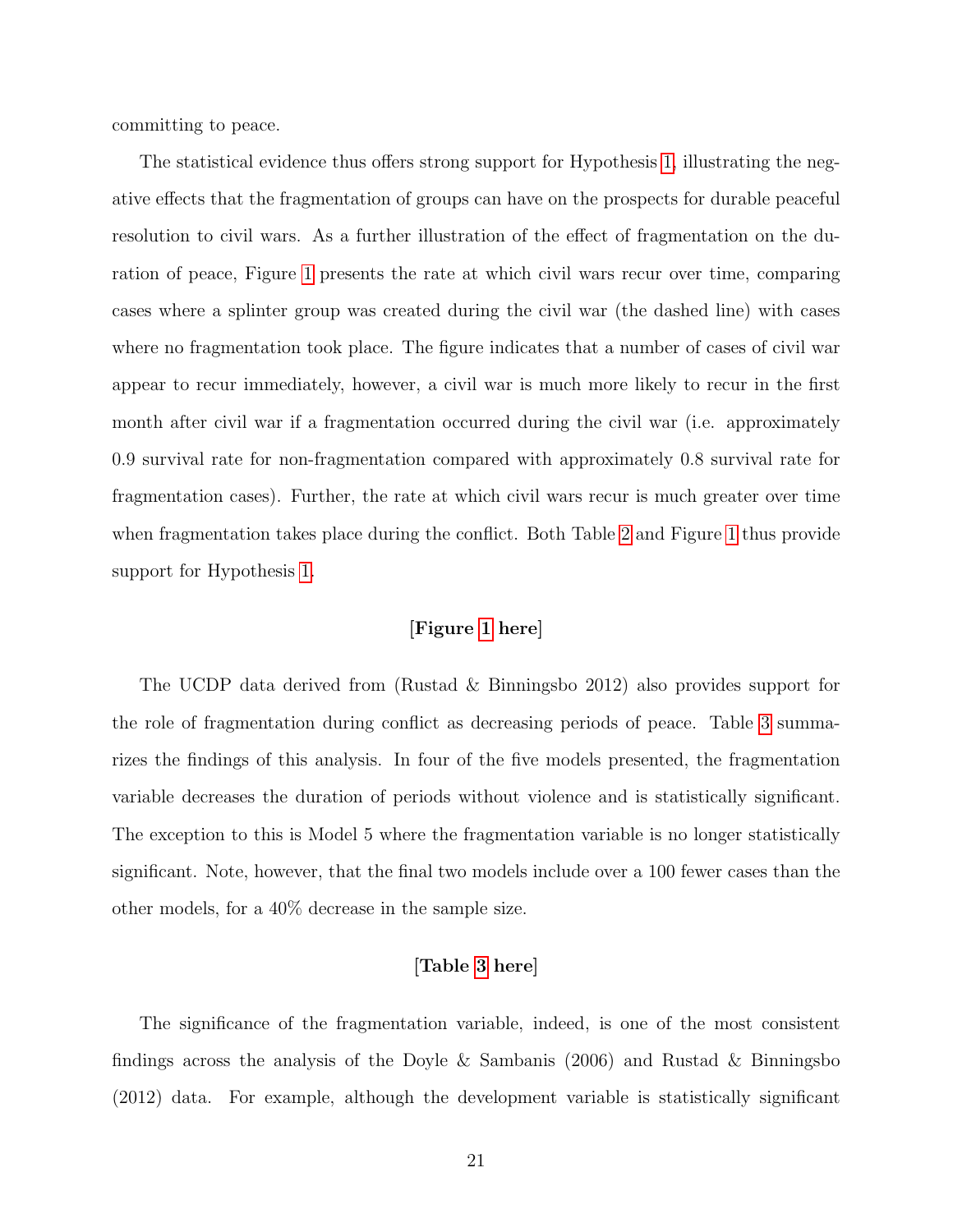committing to peace.

The statistical evidence thus offers strong support for Hypothesis 1, illustrating the negative effects that the fragmentation of groups can have on the prospects for durable peaceful resolution to civil wars. As a further illustration of the effect of fragmentation on the duration of peace, Figure 1 presents the rate at which civil wars recur over time, comparing cases where a splinter group was created during the civil war (the dashed line) with cases where no fragmentation took place. The figure indicates that a number of cases of civil war appear to recur immediately, however, a civil war is much more likely to recur in the first month after civil war if a fragmentation occurred during the civil war (i.e. approximately 0.9 survival rate for non-fragmentation compared with approximately 0.8 survival rate for fragmentation cases). Further, the rate at which civil wars recur is much greater over time when fragmentation takes place during the conflict. Both Table 2 and Figure 1 thus provide support for Hypothesis 1.

**[Figure 1 here]**

The UCDP data derived from (Rustad & Binningsbo 2012) also provides support for the role of fragmentation during conflict as decreasing periods of peace. Table 3 summarizes the findings of this analysis. In four of the five models presented, the fragmentation variable decreases the duration of periods without violence and is statistically significant. The exception to this is Model 5 where the fragmentation variable is no longer statistically significant. Note, however, that the final two models include over a 100 fewer cases than the other models, for a 40% decrease in the sample size.

**[Table 3 here]**

The significance of the fragmentation variable, indeed, is one of the most consistent findings across the analysis of the Doyle & Sambanis (2006) and Rustad & Binningsbo (2012) data. For example, although the development variable is statistically significant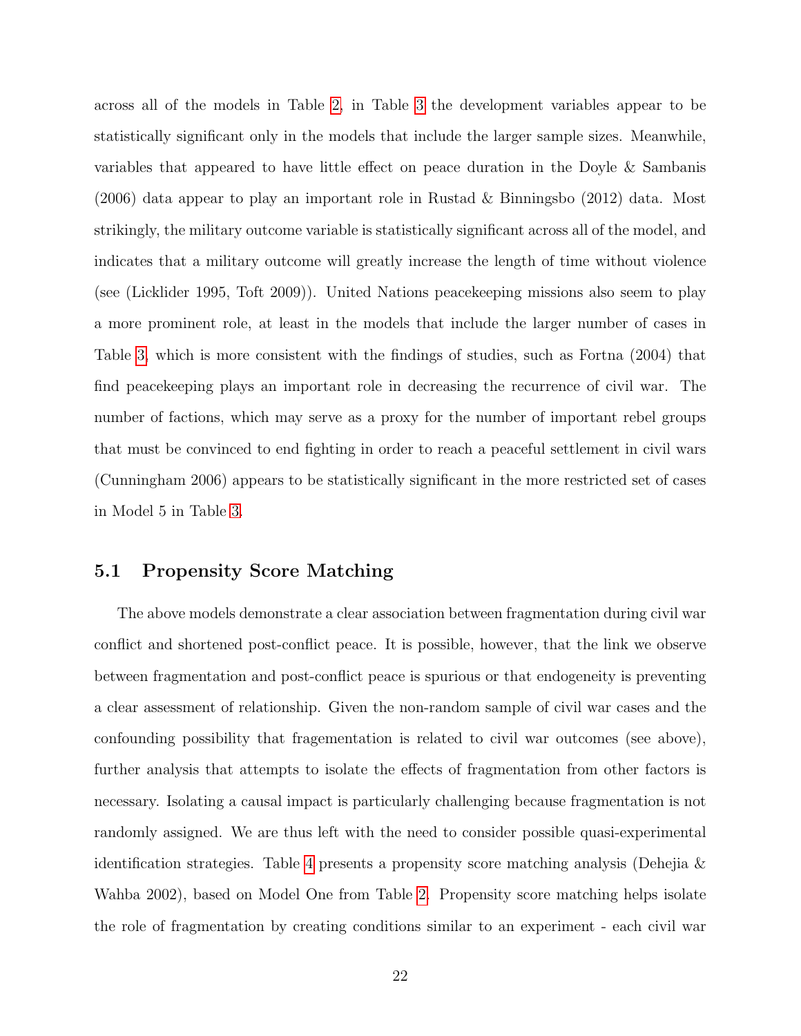across all of the models in Table 2, in Table 3 the development variables appear to be statistically significant only in the models that include the larger sample sizes. Meanwhile, variables that appeared to have little effect on peace duration in the Doyle & Sambanis (2006) data appear to play an important role in Rustad & Binningsbo (2012) data. Most strikingly, the military outcome variable is statistically significant across all of the model, and indicates that a military outcome will greatly increase the length of time without violence (see (Licklider 1995, Toft 2009)). United Nations peacekeeping missions also seem to play a more prominent role, at least in the models that include the larger number of cases in Table 3, which is more consistent with the findings of studies, such as Fortna (2004) that find peacekeeping plays an important role in decreasing the recurrence of civil war. The number of factions, which may serve as a proxy for the number of important rebel groups that must be convinced to end fighting in order to reach a peaceful settlement in civil wars (Cunningham 2006) appears to be statistically significant in the more restricted set of cases in Model 5 in Table 3.

## 5.1 Propensity Score Matching

The above models demonstrate a clear association between fragmentation during civil war conflict and shortened post-conflict peace. It is possible, however, that the link we observe between fragmentation and post-conflict peace is spurious or that endogeneity is preventing a clear assessment of relationship. Given the non-random sample of civil war cases and the confounding possibility that fragementation is related to civil war outcomes (see above), further analysis that attempts to isolate the effects of fragmentation from other factors is necessary. Isolating a causal impact is particularly challenging because fragmentation is not randomly assigned. We are thus left with the need to consider possible quasi-experimental identification strategies. Table 4 presents a propensity score matching analysis (Dehejia & Wahba 2002), based on Model One from Table 2. Propensity score matching helps isolate the role of fragmentation by creating conditions similar to an experiment - each civil war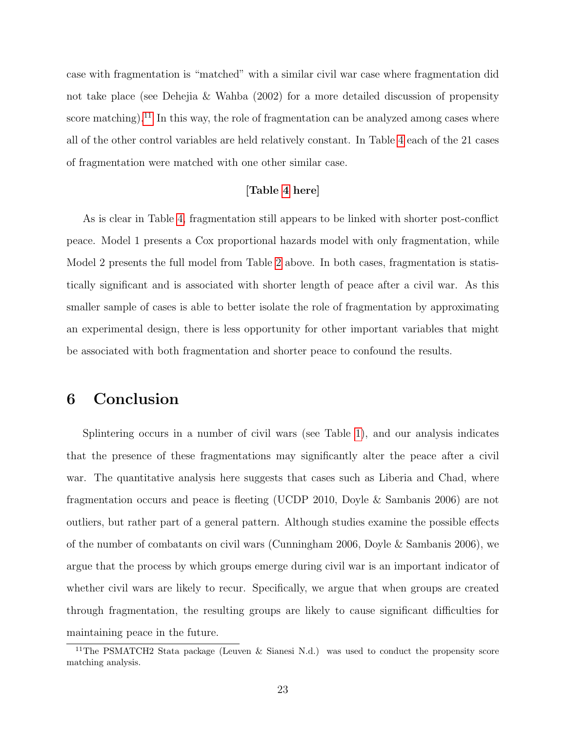case with fragmentation is "matched" with a similar civil war case where fragmentation did not take place (see Dehejia & Wahba (2002) for a more detailed discussion of propensity score matching).[11] In this way, the role of fragmentation can be analyzed among cases where all of the other control variables are held relatively constant. In Table 4 each of the 21 cases of fragmentation were matched with one other similar case.

**[Table 4 here]**

As is clear in Table 4, fragmentation still appears to be linked with shorter post-conflict peace. Model 1 presents a Cox proportional hazards model with only fragmentation, while Model 2 presents the full model from Table 2 above. In both cases, fragmentation is statistically significant and is associated with shorter length of peace after a civil war. As this smaller sample of cases is able to better isolate the role of fragmentation by approximating an experimental design, there is less opportunity for other important variables that might be associated with both fragmentation and shorter peace to confound the results.

# 6 Conclusion

Splintering occurs in a number of civil wars (see Table 1), and our analysis indicates that the presence of these fragmentations may significantly alter the peace after a civil war. The quantitative analysis here suggests that cases such as Liberia and Chad, where fragmentation occurs and peace is fleeting (UCDP 2010, Doyle & Sambanis 2006) are not outliers, but rather part of a general pattern. Although studies examine the possible effects of the number of combatants on civil wars (Cunningham 2006, Doyle & Sambanis 2006), we argue that the process by which groups emerge during civil war is an important indicator of whether civil wars are likely to recur. Specifically, we argue that when groups are created through fragmentation, the resulting groups are likely to cause significant difficulties for maintaining peace in the future.

[11] The PSMATCH2 Stata package (Leuven & Sianesi N.d.) was used to conduct the propensity score matching analysis.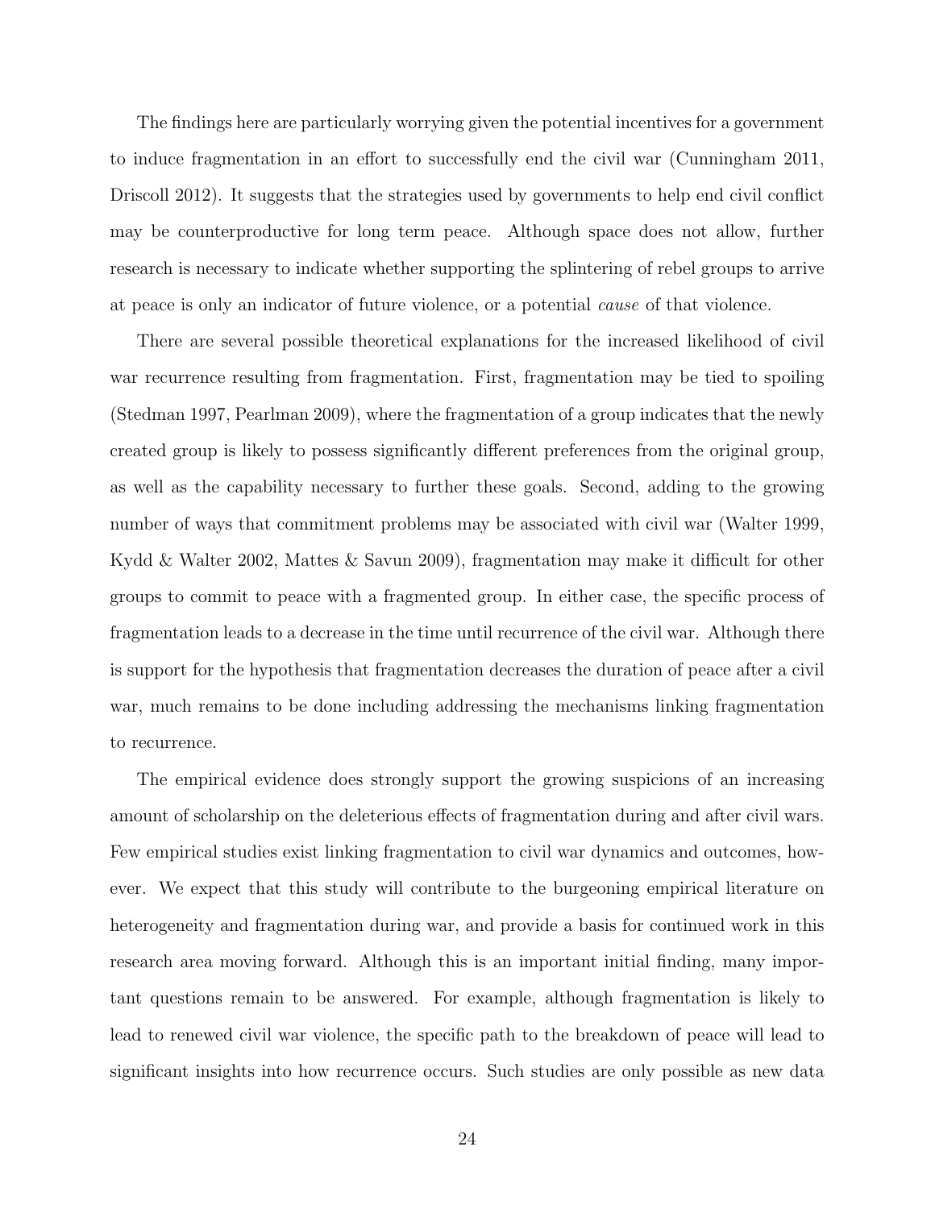The findings here are particularly worrying given the potential incentives for a government to induce fragmentation in an effort to successfully end the civil war (Cunningham 2011, Driscoll 2012). It suggests that the strategies used by governments to help end civil conflict may be counterproductive for long term peace. Although space does not allow, further research is necessary to indicate whether supporting the splintering of rebel groups to arrive at peace is only an indicator of future violence, or a potential *cause* of that violence.

There are several possible theoretical explanations for the increased likelihood of civil war recurrence resulting from fragmentation. First, fragmentation may be tied to spoiling (Stedman 1997, Pearlman 2009), where the fragmentation of a group indicates that the newly created group is likely to possess significantly different preferences from the original group, as well as the capability necessary to further these goals. Second, adding to the growing number of ways that commitment problems may be associated with civil war (Walter 1999, Kydd & Walter 2002, Mattes & Savun 2009), fragmentation may make it difficult for other groups to commit to peace with a fragmented group. In either case, the specific process of fragmentation leads to a decrease in the time until recurrence of the civil war. Although there is support for the hypothesis that fragmentation decreases the duration of peace after a civil war, much remains to be done including addressing the mechanisms linking fragmentation to recurrence.

The empirical evidence does strongly support the growing suspicions of an increasing amount of scholarship on the deleterious effects of fragmentation during and after civil wars. Few empirical studies exist linking fragmentation to civil war dynamics and outcomes, however. We expect that this study will contribute to the burgeoning empirical literature on heterogeneity and fragmentation during war, and provide a basis for continued work in this research area moving forward. Although this is an important initial finding, many important questions remain to be answered. For example, although fragmentation is likely to lead to renewed civil war violence, the specific path to the breakdown of peace will lead to significant insights into how recurrence occurs. Such studies are only possible as new data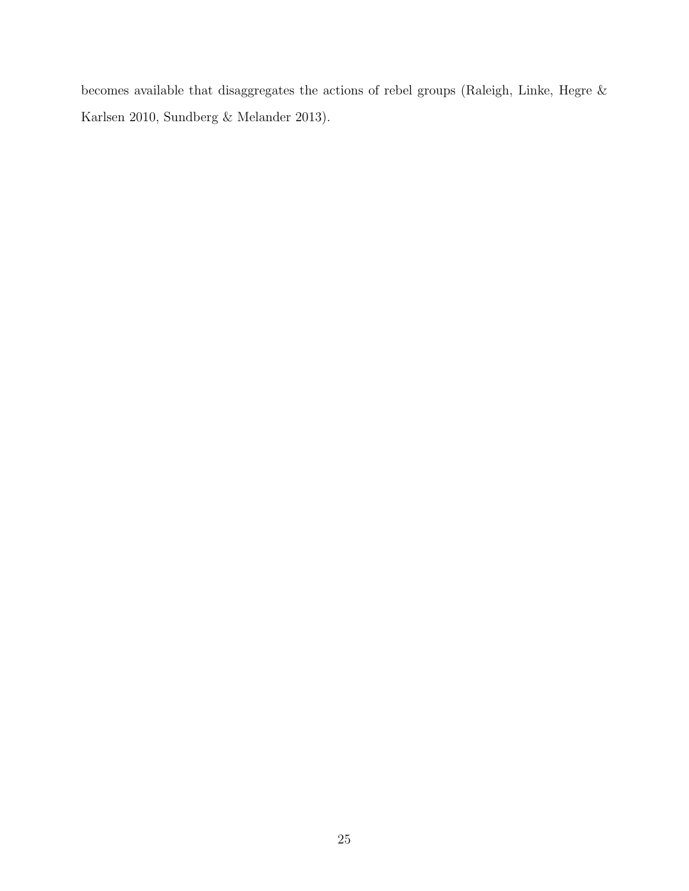becomes available that disaggregates the actions of rebel groups (Raleigh, Linke, Hegre & Karlsen 2010, Sundberg & Melander 2013).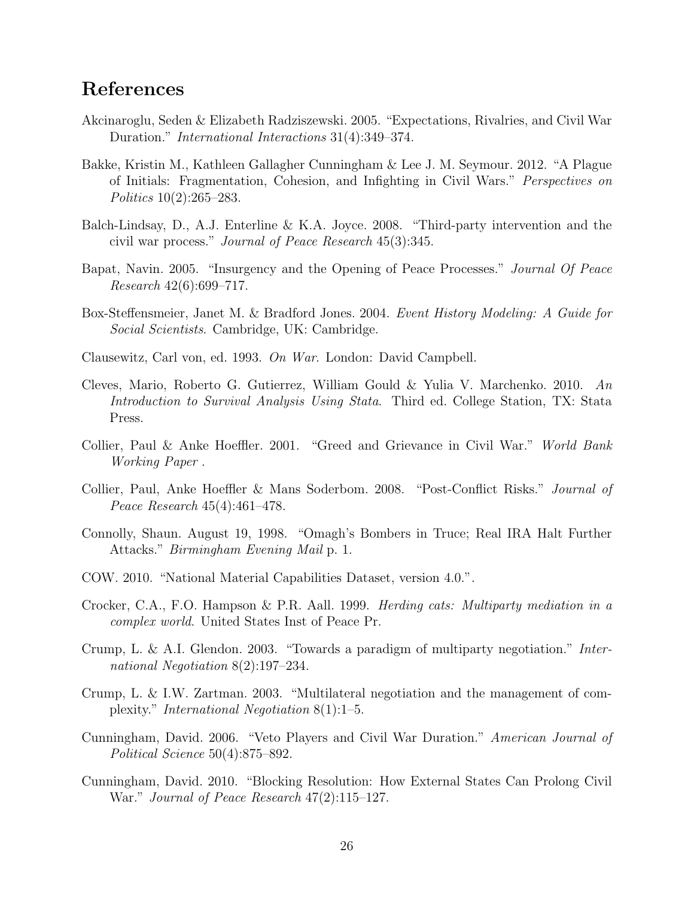# References

Akcinaroglu, Seden & Elizabeth Radziszewski. 2005. "Expectations, Rivalries, and Civil War Duration." *International Interactions* 31(4):349–374.

Bakke, Kristin M., Kathleen Gallagher Cunningham & Lee J. M. Seymour. 2012. "A Plague of Initials: Fragmentation, Cohesion, and Infighting in Civil Wars." *Perspectives on Politics* 10(2):265–283.

Balch-Lindsay, D., A.J. Enterline & K.A. Joyce. 2008. "Third-party intervention and the civil war process." *Journal of Peace Research* 45(3):345.

Bapat, Navin. 2005. "Insurgency and the Opening of Peace Processes." *Journal Of Peace Research* 42(6):699–717.

Box-Steffensmeier, Janet M. & Bradford Jones. 2004. *Event History Modeling: A Guide for Social Scientists*. Cambridge, UK: Cambridge.

Clausewitz, Carl von, ed. 1993. *On War*. London: David Campbell.

Cleves, Mario, Roberto G. Gutierrez, William Gould & Yulia V. Marchenko. 2010. *An Introduction to Survival Analysis Using Stata*. Third ed. College Station, TX: Stata Press.

Collier, Paul & Anke Hoeffler. 2001. "Greed and Grievance in Civil War." *World Bank Working Paper* .

Collier, Paul, Anke Hoeffler & Mans Soderbom. 2008. "Post-Conflict Risks." *Journal of Peace Research* 45(4):461–478.

Connolly, Shaun. August 19, 1998. "Omagh's Bombers in Truce; Real IRA Halt Further Attacks." *Birmingham Evening Mail* p. 1.

COW. 2010. "National Material Capabilities Dataset, version 4.0.".

Crocker, C.A., F.O. Hampson & P.R. Aall. 1999. *Herding cats: Multiparty mediation in a complex world*. United States Inst of Peace Pr.

Crump, L. & A.I. Glendon. 2003. "Towards a paradigm of multiparty negotiation." *International Negotiation* 8(2):197–234.

Crump, L. & I.W. Zartman. 2003. "Multilateral negotiation and the management of complexity." *International Negotiation* 8(1):1–5.

Cunningham, David. 2006. "Veto Players and Civil War Duration." *American Journal of Political Science* 50(4):875–892.

Cunningham, David. 2010. "Blocking Resolution: How External States Can Prolong Civil War." *Journal of Peace Research* 47(2):115–127.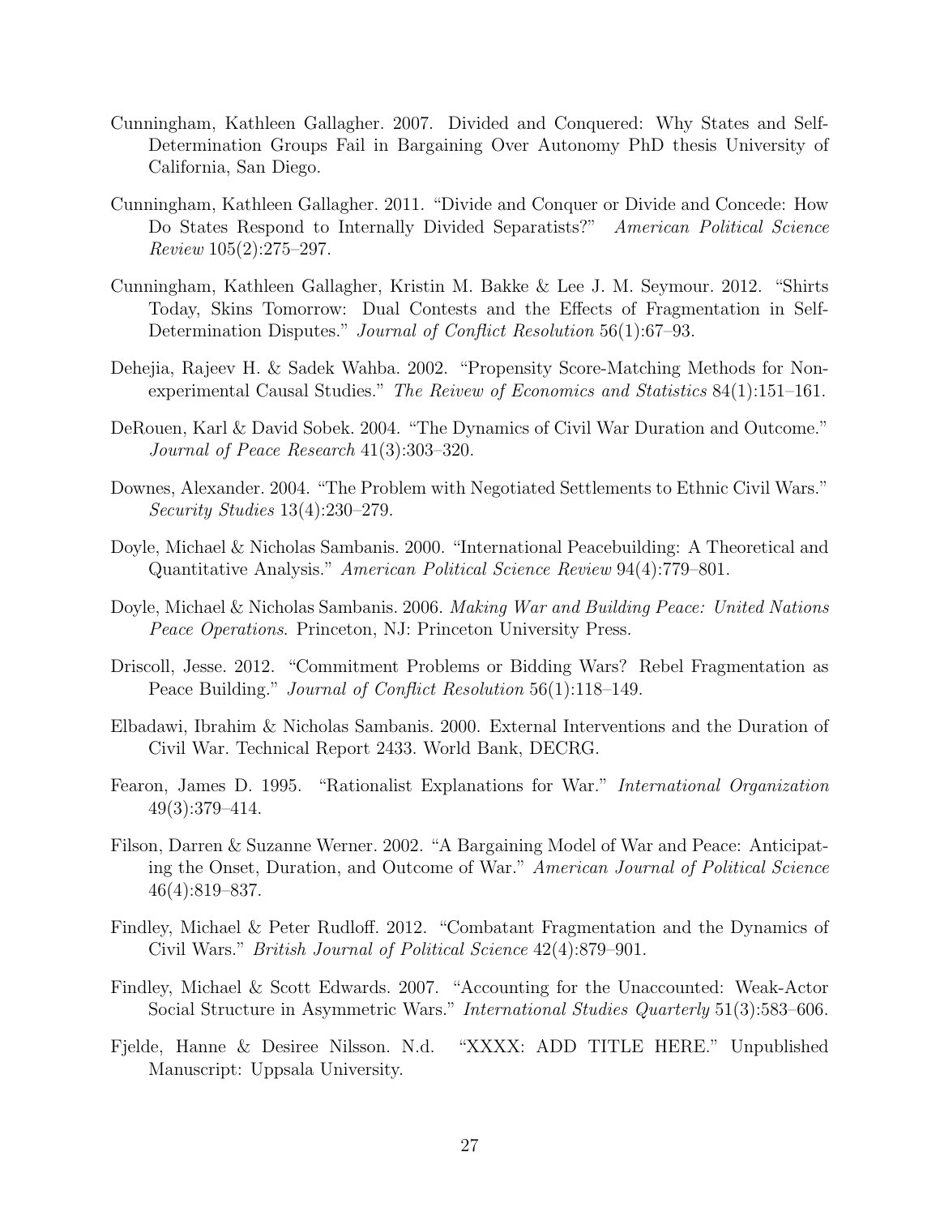Cunningham, Kathleen Gallagher. 2007. Divided and Conquered: Why States and Self-Determination Groups Fail in Bargaining Over Autonomy PhD thesis University of California, San Diego.

Cunningham, Kathleen Gallagher. 2011. "Divide and Conquer or Divide and Concede: How Do States Respond to Internally Divided Separatists?" *American Political Science Review* 105(2):275–297.

Cunningham, Kathleen Gallagher, Kristin M. Bakke & Lee J. M. Seymour. 2012. "Shirts Today, Skins Tomorrow: Dual Contests and the Effects of Fragmentation in Self-Determination Disputes." *Journal of Conflict Resolution* 56(1):67–93.

Dehejia, Rajeev H. & Sadek Wahba. 2002. "Propensity Score-Matching Methods for Non-experimental Causal Studies." *The Reivew of Economics and Statistics* 84(1):151–161.

DeRouen, Karl & David Sobek. 2004. "The Dynamics of Civil War Duration and Outcome." *Journal of Peace Research* 41(3):303–320.

Downes, Alexander. 2004. "The Problem with Negotiated Settlements to Ethnic Civil Wars." *Security Studies* 13(4):230–279.

Doyle, Michael & Nicholas Sambanis. 2000. "International Peacebuilding: A Theoretical and Quantitative Analysis." *American Political Science Review* 94(4):779–801.

Doyle, Michael & Nicholas Sambanis. 2006. *Making War and Building Peace: United Nations Peace Operations*. Princeton, NJ: Princeton University Press.

Driscoll, Jesse. 2012. "Commitment Problems or Bidding Wars? Rebel Fragmentation as Peace Building." *Journal of Conflict Resolution* 56(1):118–149.

Elbadawi, Ibrahim & Nicholas Sambanis. 2000. External Interventions and the Duration of Civil War. Technical Report 2433. World Bank, DECRG.

Fearon, James D. 1995. "Rationalist Explanations for War." *International Organization* 49(3):379–414.

Filson, Darren & Suzanne Werner. 2002. "A Bargaining Model of War and Peace: Anticipating the Onset, Duration, and Outcome of War." *American Journal of Political Science* 46(4):819–837.

Findley, Michael & Peter Rudloff. 2012. "Combatant Fragmentation and the Dynamics of Civil Wars." *British Journal of Political Science* 42(4):879–901.

Findley, Michael & Scott Edwards. 2007. "Accounting for the Unaccounted: Weak-Actor Social Structure in Asymmetric Wars." *International Studies Quarterly* 51(3):583–606.

Fjelde, Hanne & Desiree Nilsson. N.d. "XXXX: ADD TITLE HERE." Unpublished Manuscript: Uppsala University.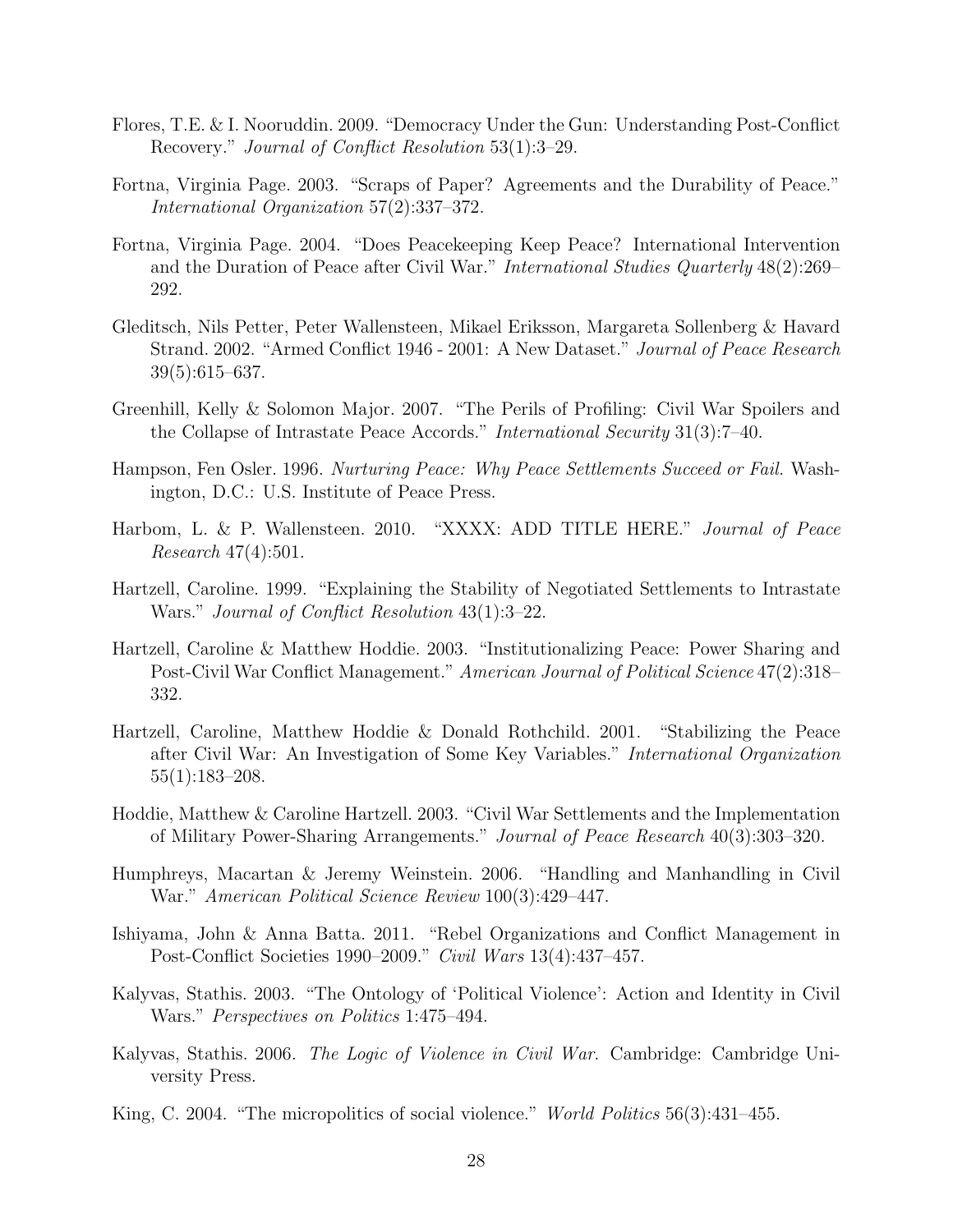Flores, T.E. & I. Nooruddin. 2009. "Democracy Under the Gun: Understanding Post-Conflict Recovery." *Journal of Conflict Resolution* 53(1):3–29.

Fortna, Virginia Page. 2003. "Scraps of Paper? Agreements and the Durability of Peace." *International Organization* 57(2):337–372.

Fortna, Virginia Page. 2004. "Does Peacekeeping Keep Peace? International Intervention and the Duration of Peace after Civil War." *International Studies Quarterly* 48(2):269–292.

Gleditsch, Nils Petter, Peter Wallensteen, Mikael Eriksson, Margareta Sollenberg & Havard Strand. 2002. "Armed Conflict 1946 - 2001: A New Dataset." *Journal of Peace Research* 39(5):615–637.

Greenhill, Kelly & Solomon Major. 2007. "The Perils of Profiling: Civil War Spoilers and the Collapse of Intrastate Peace Accords." *International Security* 31(3):7–40.

Hampson, Fen Osler. 1996. *Nurturing Peace: Why Peace Settlements Succeed or Fail.* Washington, D.C.: U.S. Institute of Peace Press.

Harbom, L. & P. Wallensteen. 2010. "XXXX: ADD TITLE HERE." *Journal of Peace Research* 47(4):501.

Hartzell, Caroline. 1999. "Explaining the Stability of Negotiated Settlements to Intrastate Wars." *Journal of Conflict Resolution* 43(1):3–22.

Hartzell, Caroline & Matthew Hoddie. 2003. "Institutionalizing Peace: Power Sharing and Post-Civil War Conflict Management." *American Journal of Political Science* 47(2):318–332.

Hartzell, Caroline, Matthew Hoddie & Donald Rothchild. 2001. "Stabilizing the Peace after Civil War: An Investigation of Some Key Variables." *International Organization* 55(1):183–208.

Hoddie, Matthew & Caroline Hartzell. 2003. "Civil War Settlements and the Implementation of Military Power-Sharing Arrangements." *Journal of Peace Research* 40(3):303–320.

Humphreys, Macartan & Jeremy Weinstein. 2006. "Handling and Manhandling in Civil War." *American Political Science Review* 100(3):429–447.

Ishiyama, John & Anna Batta. 2011. "Rebel Organizations and Conflict Management in Post-Conflict Societies 1990–2009." *Civil Wars* 13(4):437–457.

Kalyvas, Stathis. 2003. "The Ontology of 'Political Violence': Action and Identity in Civil Wars." *Perspectives on Politics* 1:475–494.

Kalyvas, Stathis. 2006. *The Logic of Violence in Civil War*. Cambridge: Cambridge University Press.

King, C. 2004. "The micropolitics of social violence." *World Politics* 56(3):431–455.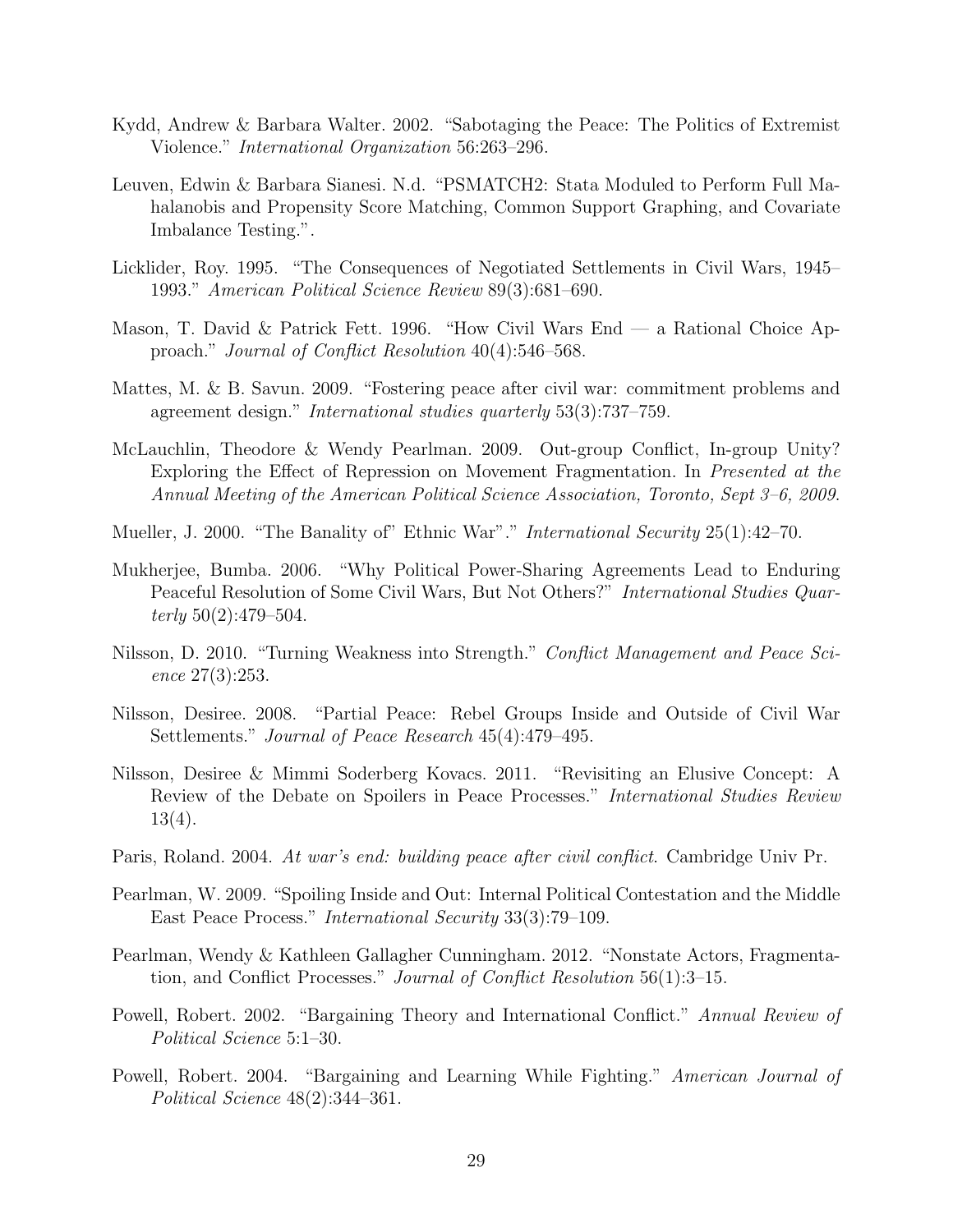Kydd, Andrew & Barbara Walter. 2002. "Sabotaging the Peace: The Politics of Extremist Violence." *International Organization* 56:263–296.

Leuven, Edwin & Barbara Sianesi. N.d. "PSMATCH2: Stata Moduled to Perform Full Mahalanobis and Propensity Score Matching, Common Support Graphing, and Covariate Imbalance Testing.".

Licklider, Roy. 1995. "The Consequences of Negotiated Settlements in Civil Wars, 1945–1993." *American Political Science Review* 89(3):681–690.

Mason, T. David & Patrick Fett. 1996. "How Civil Wars End — a Rational Choice Approach." *Journal of Conflict Resolution* 40(4):546–568.

Mattes, M. & B. Savun. 2009. "Fostering peace after civil war: commitment problems and agreement design." *International studies quarterly* 53(3):737–759.

McLauchlin, Theodore & Wendy Pearlman. 2009. Out-group Conflict, In-group Unity? Exploring the Effect of Repression on Movement Fragmentation. In *Presented at the Annual Meeting of the American Political Science Association, Toronto, Sept 3–6, 2009*.

Mueller, J. 2000. "The Banality of" Ethnic War"." *International Security* 25(1):42–70.

Mukherjee, Bumba. 2006. "Why Political Power-Sharing Agreements Lead to Enduring Peaceful Resolution of Some Civil Wars, But Not Others?" *International Studies Quarterly* 50(2):479–504.

Nilsson, D. 2010. "Turning Weakness into Strength." *Conflict Management and Peace Science* 27(3):253.

Nilsson, Desiree. 2008. "Partial Peace: Rebel Groups Inside and Outside of Civil War Settlements." *Journal of Peace Research* 45(4):479–495.

Nilsson, Desiree & Mimmi Soderberg Kovacs. 2011. "Revisiting an Elusive Concept: A Review of the Debate on Spoilers in Peace Processes." *International Studies Review* 13(4).

Paris, Roland. 2004. *At war's end: building peace after civil conflict*. Cambridge Univ Pr.

Pearlman, W. 2009. "Spoiling Inside and Out: Internal Political Contestation and the Middle East Peace Process." *International Security* 33(3):79–109.

Pearlman, Wendy & Kathleen Gallagher Cunningham. 2012. "Nonstate Actors, Fragmentation, and Conflict Processes." *Journal of Conflict Resolution* 56(1):3–15.

Powell, Robert. 2002. "Bargaining Theory and International Conflict." *Annual Review of Political Science* 5:1–30.

Powell, Robert. 2004. "Bargaining and Learning While Fighting." *American Journal of Political Science* 48(2):344–361.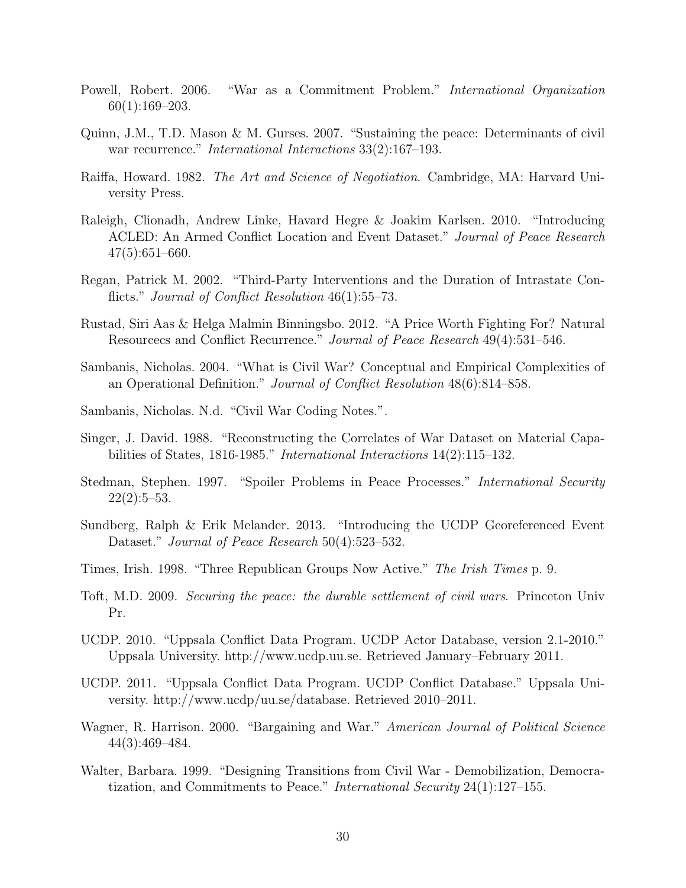Powell, Robert. 2006. "War as a Commitment Problem." *International Organization* 60(1):169–203.

Quinn, J.M., T.D. Mason & M. Gurses. 2007. "Sustaining the peace: Determinants of civil war recurrence." *International Interactions* 33(2):167–193.

Raiffa, Howard. 1982. *The Art and Science of Negotiation*. Cambridge, MA: Harvard University Press.

Raleigh, Clionadh, Andrew Linke, Havard Hegre & Joakim Karlsen. 2010. "Introducing ACLED: An Armed Conflict Location and Event Dataset." *Journal of Peace Research* 47(5):651–660.

Regan, Patrick M. 2002. "Third-Party Interventions and the Duration of Intrastate Conflicts." *Journal of Conflict Resolution* 46(1):55–73.

Rustad, Siri Aas & Helga Malmin Binningsbo. 2012. "A Price Worth Fighting For? Natural Resourcecs and Conflict Recurrence." *Journal of Peace Research* 49(4):531–546.

Sambanis, Nicholas. 2004. "What is Civil War? Conceptual and Empirical Complexities of an Operational Definition." *Journal of Conflict Resolution* 48(6):814–858.

Sambanis, Nicholas. N.d. "Civil War Coding Notes.".

Singer, J. David. 1988. "Reconstructing the Correlates of War Dataset on Material Capabilities of States, 1816-1985." *International Interactions* 14(2):115–132.

Stedman, Stephen. 1997. "Spoiler Problems in Peace Processes." *International Security* 22(2):5–53.

Sundberg, Ralph & Erik Melander. 2013. "Introducing the UCDP Georeferenced Event Dataset." *Journal of Peace Research* 50(4):523–532.

Times, Irish. 1998. "Three Republican Groups Now Active." *The Irish Times* p. 9.

Toft, M.D. 2009. *Securing the peace: the durable settlement of civil wars*. Princeton Univ Pr.

UCDP. 2010. "Uppsala Conflict Data Program. UCDP Actor Database, version 2.1-2010." Uppsala University. http://www.ucdp.uu.se. Retrieved January–February 2011.

UCDP. 2011. "Uppsala Conflict Data Program. UCDP Conflict Database." Uppsala University. http://www.ucdp/uu.se/database. Retrieved 2010–2011.

Wagner, R. Harrison. 2000. "Bargaining and War." *American Journal of Political Science* 44(3):469–484.

Walter, Barbara. 1999. "Designing Transitions from Civil War - Demobilization, Democratization, and Commitments to Peace." *International Security* 24(1):127–155.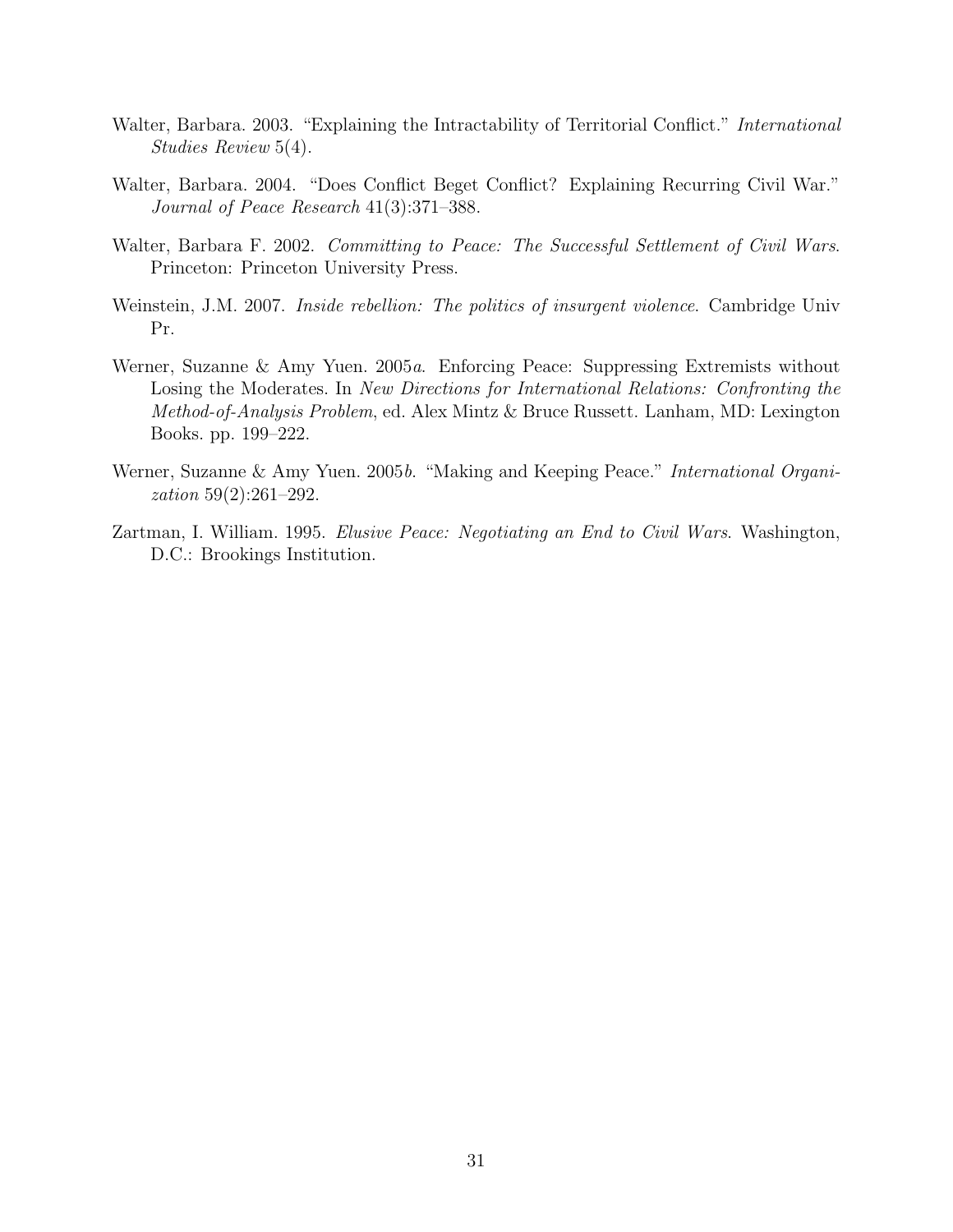Walter, Barbara. 2003. "Explaining the Intractability of Territorial Conflict." *International Studies Review* 5(4).

Walter, Barbara. 2004. "Does Conflict Beget Conflict? Explaining Recurring Civil War." *Journal of Peace Research* 41(3):371–388.

Walter, Barbara F. 2002. *Committing to Peace: The Successful Settlement of Civil Wars*. Princeton: Princeton University Press.

Weinstein, J.M. 2007. *Inside rebellion: The politics of insurgent violence*. Cambridge Univ Pr.

Werner, Suzanne & Amy Yuen. 2005*a*. Enforcing Peace: Suppressing Extremists without Losing the Moderates. In *New Directions for International Relations: Confronting the Method-of-Analysis Problem*, ed. Alex Mintz & Bruce Russett. Lanham, MD: Lexington Books. pp. 199–222.

Werner, Suzanne & Amy Yuen. 2005*b*. "Making and Keeping Peace." *International Organization* 59(2):261–292.

Zartman, I. William. 1995. *Elusive Peace: Negotiating an End to Civil Wars*. Washington, D.C.: Brookings Institution.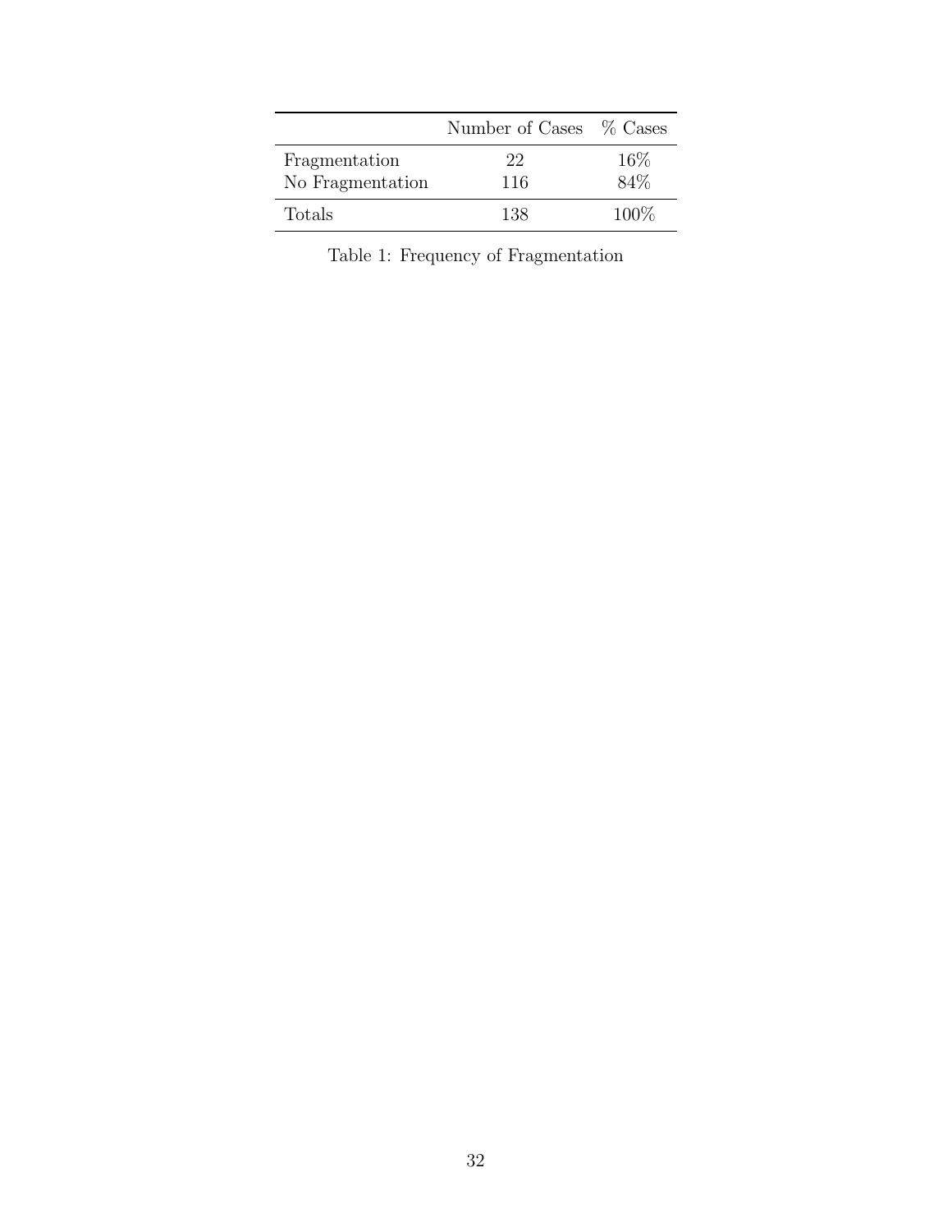|  | Number of Cases | % Cases |
| --- | --- | --- |
| Fragmentation | 22 | 16% |
| No Fragmentation | 116 | 84% |
| Totals | 138 | 100% |

Table 1: Frequency of Fragmentation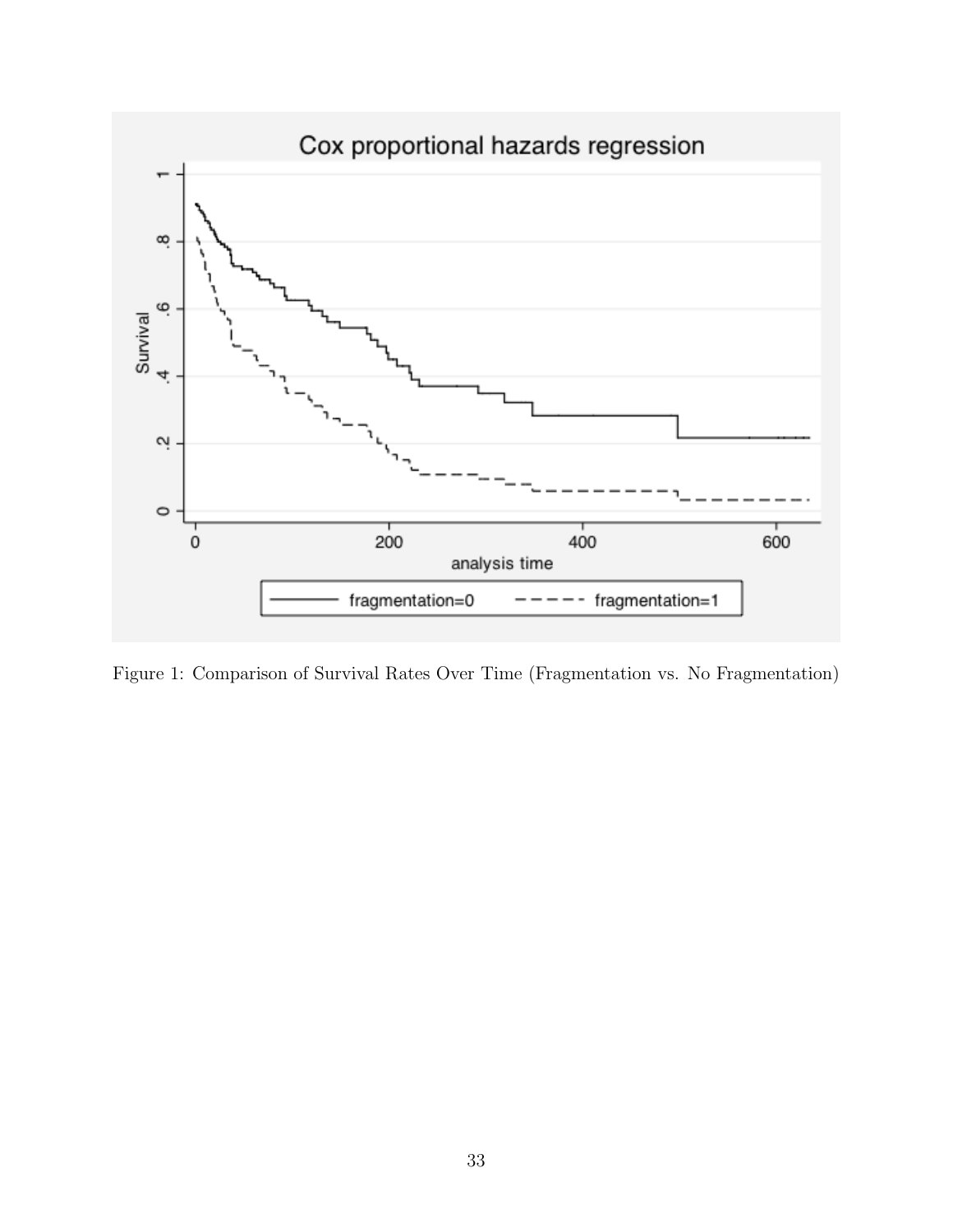Figure 1: Comparison of Survival Rates Over Time (Fragmentation vs. No Fragmentation)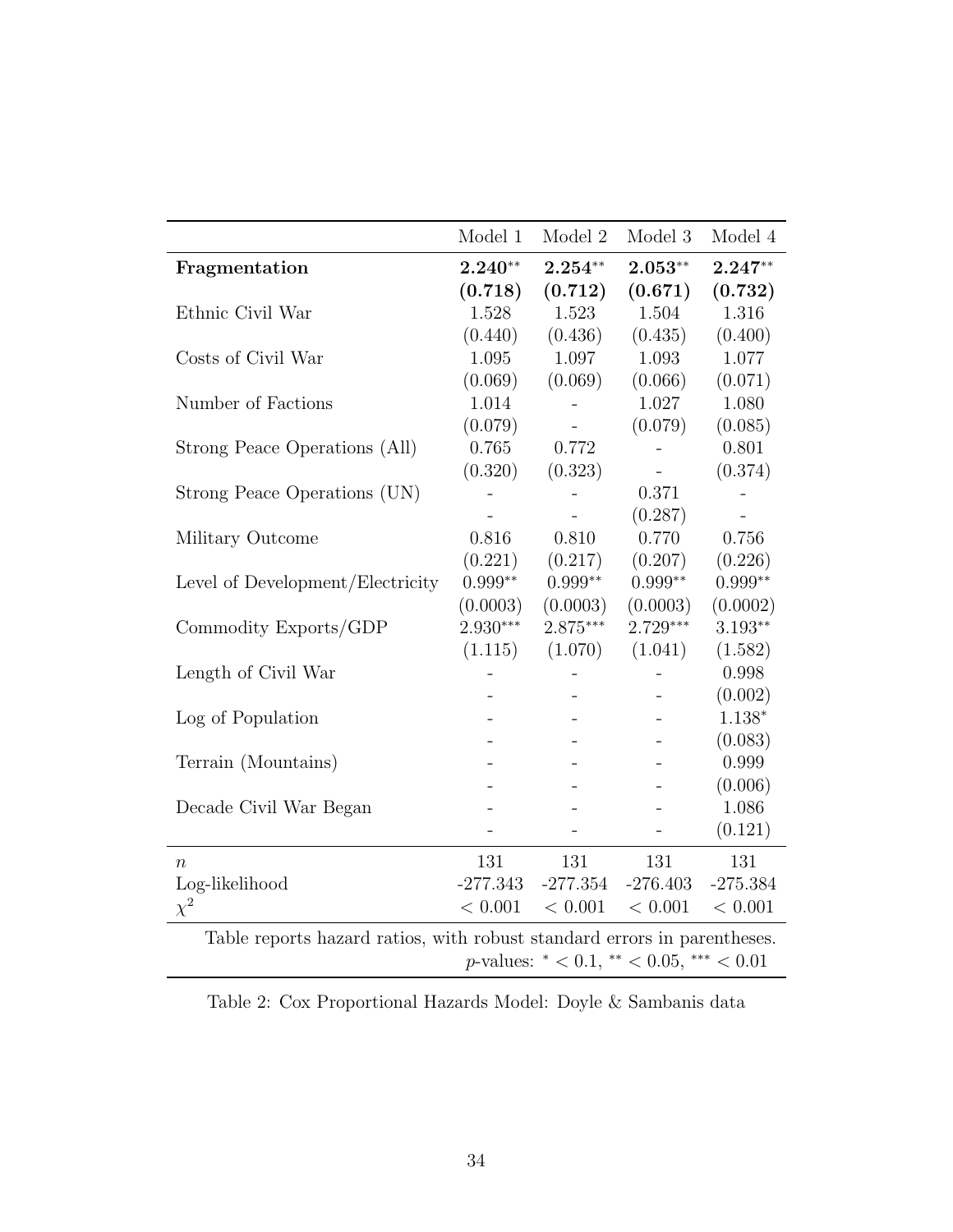| | Model 1 | Model 2 | Model 3 | Model 4 |
|---|---|---|---|---|
| **Fragmentation** | **2.240**$^{**}$ | **2.254**$^{**}$ | **2.053**$^{**}$ | **2.247**$^{**}$ |
| | **(0.718)** | **(0.712)** | **(0.671)** | **(0.732)** |
| Ethnic Civil War | 1.528 | 1.523 | 1.504 | 1.316 |
| | (0.440) | (0.436) | (0.435) | (0.400) |
| Costs of Civil War | 1.095 | 1.097 | 1.093 | 1.077 |
| | (0.069) | (0.069) | (0.066) | (0.071) |
| Number of Factions | 1.014 | - | 1.027 | 1.080 |
| | (0.079) | - | (0.079) | (0.085) |
| Strong Peace Operations (All) | 0.765 | 0.772 | - | 0.801 |
| | (0.320) | (0.323) | - | (0.374) |
| Strong Peace Operations (UN) | - | - | 0.371 | - |
| | - | - | (0.287) | - |
| Military Outcome | 0.816 | 0.810 | 0.770 | 0.756 |
| | (0.221) | (0.217) | (0.207) | (0.226) |
| Level of Development/Electricity | 0.999$^{**}$ | 0.999$^{**}$ | 0.999$^{**}$ | 0.999$^{**}$ |
| | (0.0003) | (0.0003) | (0.0003) | (0.0002) |
| Commodity Exports/GDP | 2.930$^{***}$ | 2.875$^{***}$ | 2.729$^{***}$ | 3.193$^{**}$ |
| | (1.115) | (1.070) | (1.041) | (1.582) |
| Length of Civil War | - | - | - | 0.998 |
| | - | - | - | (0.002) |
| Log of Population | - | - | - | 1.138$^{*}$ |
| | - | - | - | (0.083) |
| Terrain (Mountains) | - | - | - | 0.999 |
| | - | - | - | (0.006) |
| Decade Civil War Began | - | - | - | 1.086 |
| | - | - | - | (0.121) |
| $n$ | 131 | 131 | 131 | 131 |
| Log-likelihood | -277.343 | -277.354 | -276.403 | -275.384 |
| $\chi^2$ | $< 0.001$ | $< 0.001$ | $< 0.001$ | $< 0.001$ |

Table reports hazard ratios, with robust standard errors in parentheses.
$p$-values: $^{*} < 0.1$, $^{**} < 0.05$, $^{***} < 0.01$

Table 2: Cox Proportional Hazards Model: Doyle & Sambanis data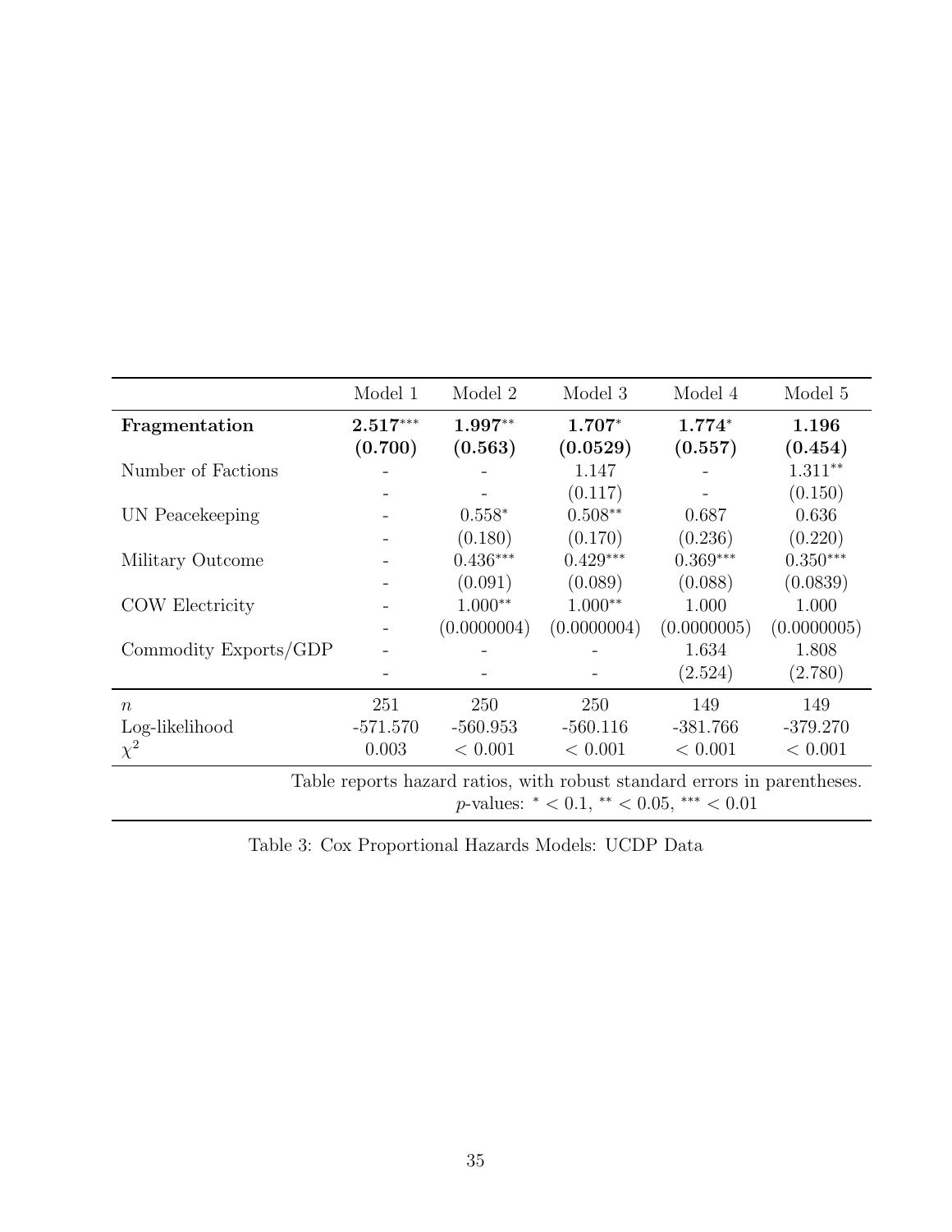| | Model 1 | Model 2 | Model 3 | Model 4 | Model 5 |
|---|---|---|---|---|---|
| **Fragmentation** | **2.517**$^{***}$ | **1.997**$^{**}$ | **1.707**$^{*}$ | **1.774**$^{*}$ | **1.196** |
| | **(0.700)** | **(0.563)** | **(0.0529)** | **(0.557)** | **(0.454)** |
| Number of Factions | - | - | 1.147 | - | 1.311$^{**}$ |
| | - | - | (0.117) | - | (0.150) |
| UN Peacekeeping | - | 0.558$^{*}$ | 0.508$^{**}$ | 0.687 | 0.636 |
| | - | (0.180) | (0.170) | (0.236) | (0.220) |
| Military Outcome | - | 0.436$^{***}$ | 0.429$^{***}$ | 0.369$^{***}$ | 0.350$^{***}$ |
| | - | (0.091) | (0.089) | (0.088) | (0.0839) |
| COW Electricity | - | 1.000$^{**}$ | 1.000$^{**}$ | 1.000 | 1.000 |
| | - | (0.0000004) | (0.0000004) | (0.0000005) | (0.0000005) |
| Commodity Exports/GDP | - | - | - | 1.634 | 1.808 |
| | - | - | - | (2.524) | (2.780) |
| $n$ | 251 | 250 | 250 | 149 | 149 |
| Log-likelihood | -571.570 | -560.953 | -560.116 | -381.766 | -379.270 |
| $\chi^2$ | 0.003 | $< 0.001$ | $< 0.001$ | $< 0.001$ | $< 0.001$ |

Table reports hazard ratios, with robust standard errors in parentheses.
$p$-values: $^{*} < 0.1$, $^{**} < 0.05$, $^{***} < 0.01$

Table 3: Cox Proportional Hazards Models: UCDP Data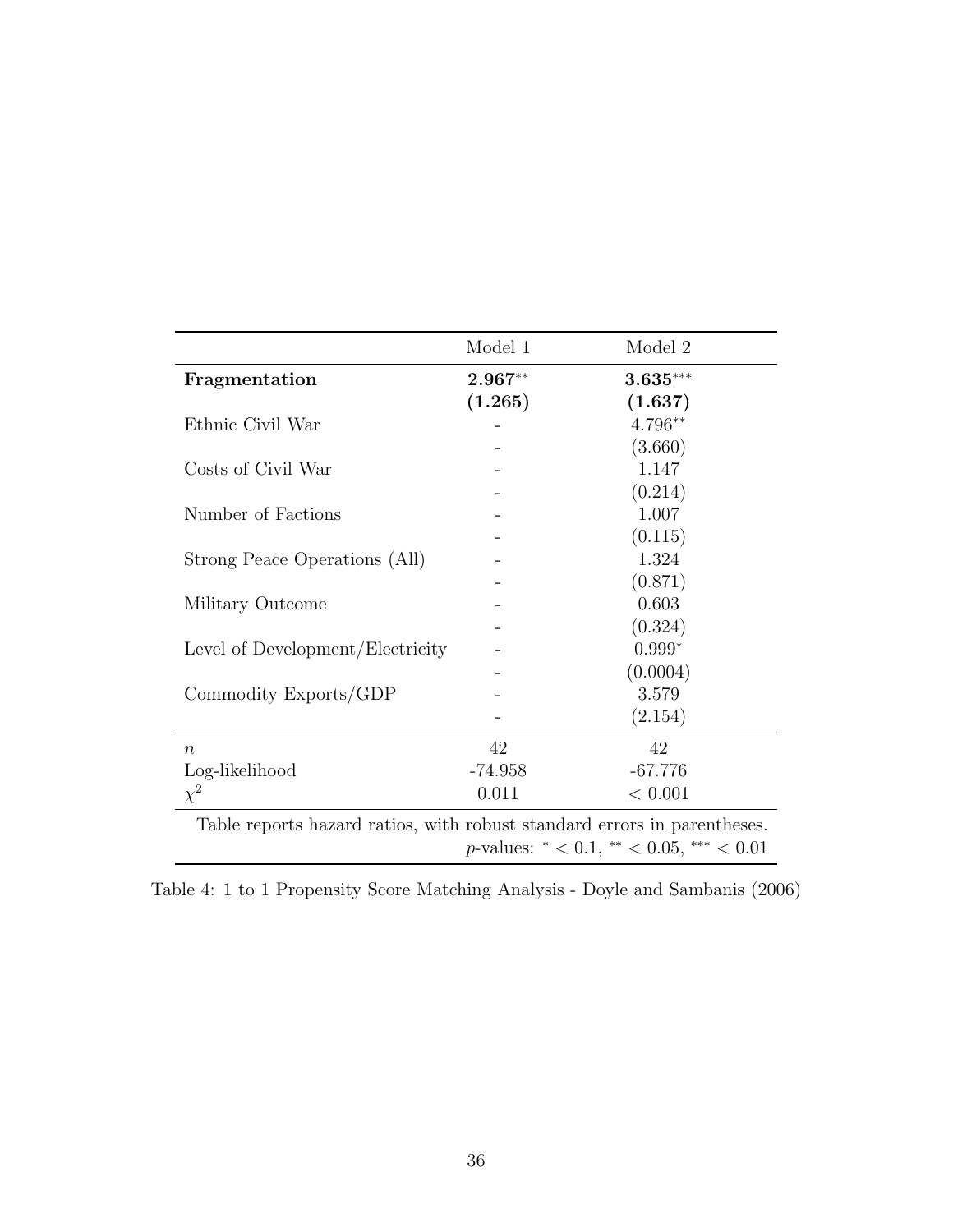| | Model 1 | Model 2 |
|---|---|---|
| **Fragmentation** | **2.967**$^{**}$ | **3.635**$^{***}$ |
| | **(1.265)** | **(1.637)** |
| Ethnic Civil War | - | 4.796$^{**}$ |
| | - | (3.660) |
| Costs of Civil War | - | 1.147 |
| | - | (0.214) |
| Number of Factions | - | 1.007 |
| | - | (0.115) |
| Strong Peace Operations (All) | - | 1.324 |
| | - | (0.871) |
| Military Outcome | - | 0.603 |
| | - | (0.324) |
| Level of Development/Electricity | - | 0.999$^{*}$ |
| | - | (0.0004) |
| Commodity Exports/GDP | - | 3.579 |
| | - | (2.154) |
| $n$ | 42 | 42 |
| Log-likelihood | -74.958 | -67.776 |
| $\chi^2$ | 0.011 | $< 0.001$ |

Table reports hazard ratios, with robust standard errors in parentheses.
$p$-values: $^{*} < 0.1$, $^{**} < 0.05$, $^{***} < 0.01$

Table 4: 1 to 1 Propensity Score Matching Analysis - Doyle and Sambanis (2006)